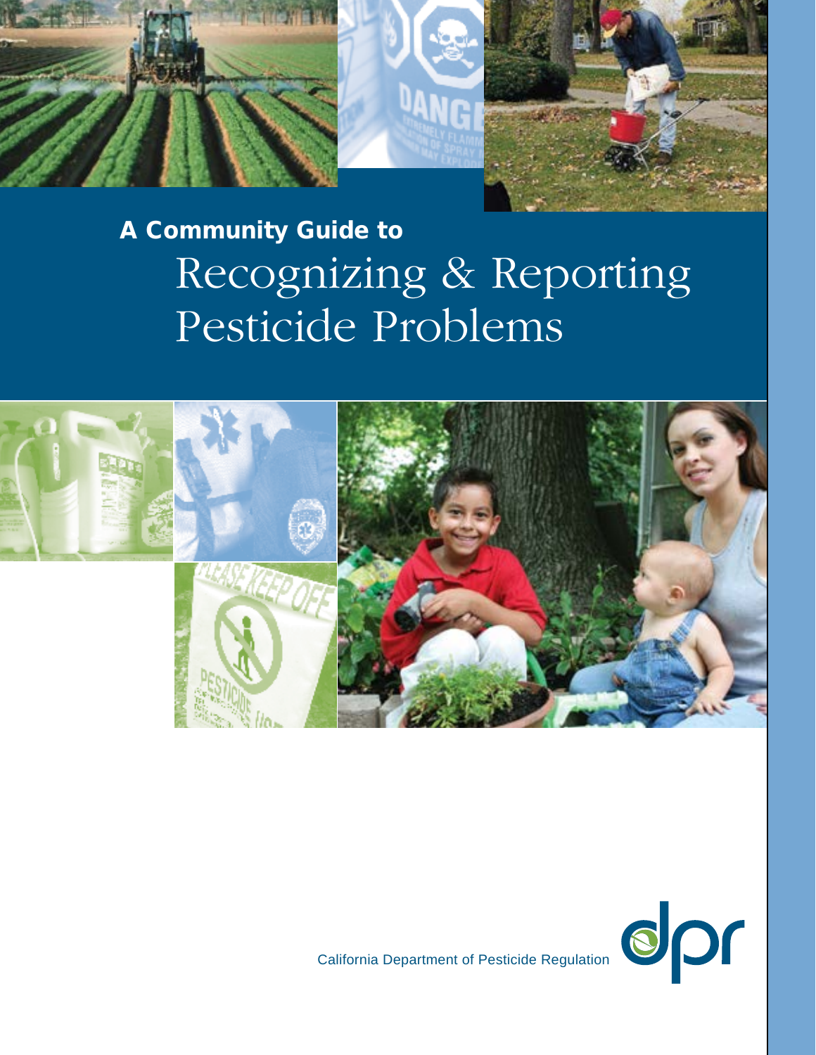**A Community Guide to**

# Recognizing & Reporting Pesticide Problems

California Department of Pesticide Regulation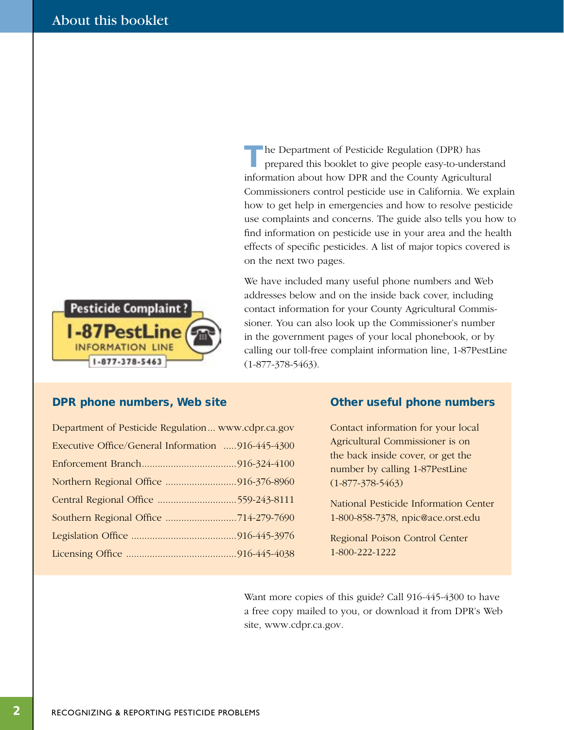# About this booklet

The Department of Pesticide Regulation (DPR) has prepared this booklet to give people easy-to-understand information about how DPR and the County Agricultural Commissioners control pesticide use in California. We explain how to get help in emergencies and how to resolve pesticide use complaints and concerns. The guide also tells you how to find information on pesticide use in your area and the health effects of specific pesticides. A list of major topics covered is on the next two pages.

We have included many useful phone numbers and Web addresses below and on the inside back cover, including contact information for your County Agricultural Commissioner. You can also look up the Commissioner's number in the government pages of your local phonebook, or by calling our toll-free complaint information line, 1-87PestLine (1-877-378-5463).

Pesticide Complaint?
1-87PestLine
INFORMATION LINE
1-877-378-5463

## DPR phone numbers, Web site

Department of Pesticide Regulation... www.cdpr.ca.gov
Executive Office/General Information .....916-445-4300
Enforcement Branch....................................916-324-4100
Northern Regional Office ...........................916-376-8960
Central Regional Office ..............................559-243-8111
Southern Regional Office ...........................714-279-7690
Legislation Office ........................................916-445-3976
Licensing Office ..........................................916-445-4038

## Other useful phone numbers

Contact information for your local Agricultural Commissioner is on the back inside cover, or get the number by calling 1-87PestLine (1-877-378-5463)

National Pesticide Information Center
1-800-858-7378, npic@ace.orst.edu

Regional Poison Control Center
1-800-222-1222

Want more copies of this guide? Call 916-445-4300 to have a free copy mailed to you, or download it from DPR's Web site, www.cdpr.ca.gov.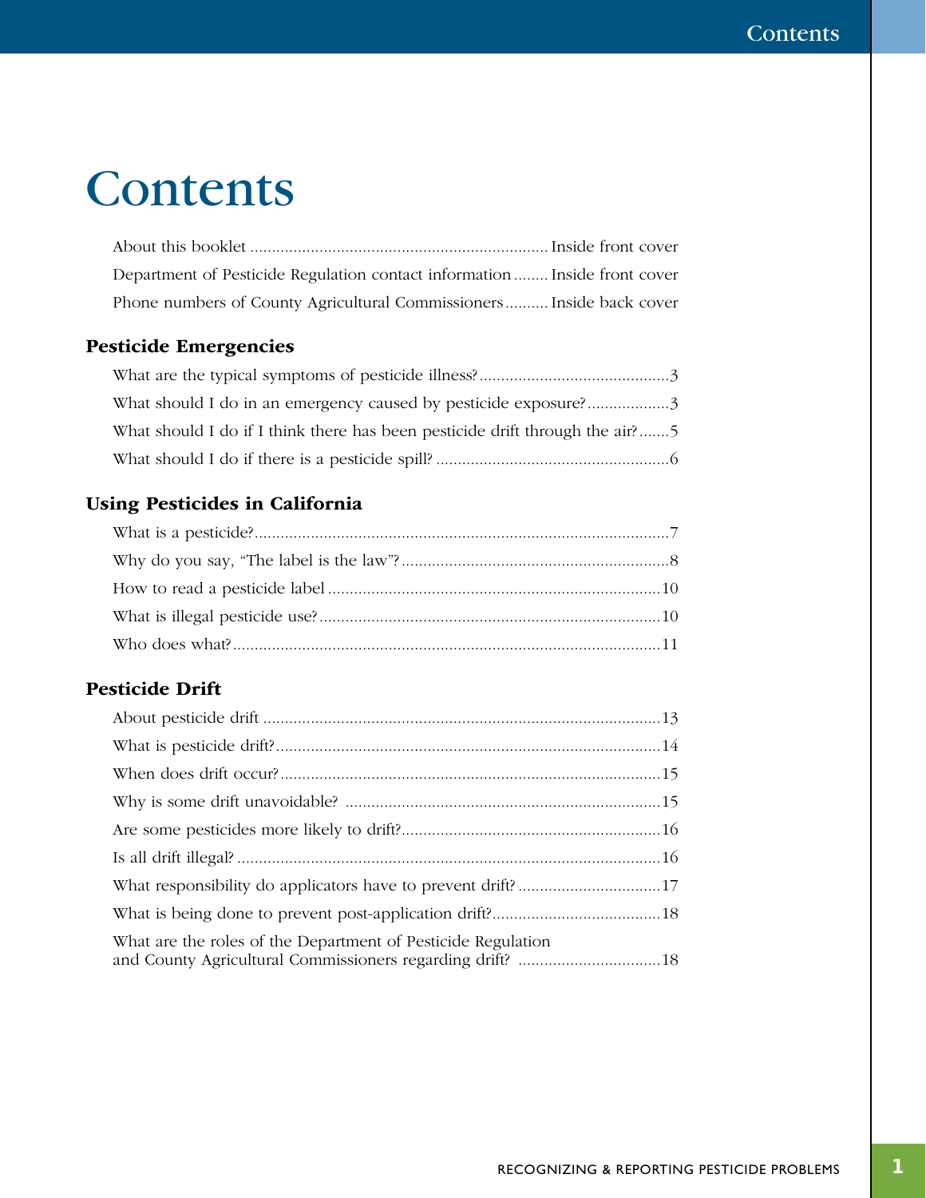# Contents

About this booklet .................................................................... Inside front cover

Department of Pesticide Regulation contact information ........ Inside front cover

Phone numbers of County Agricultural Commissioners .......... Inside back cover

## Pesticide Emergencies

What are the typical symptoms of pesticide illness? ............................................ 3

What should I do in an emergency caused by pesticide exposure? .................. 3

What should I do if I think there has been pesticide drift through the air? ....... 5

What should I do if there is a pesticide spill? ...................................................... 6

## Using Pesticides in California

What is a pesticide? ................................................................................................ 7

Why do you say, "The label is the law"? .............................................................. 8

How to read a pesticide label ............................................................................. 10

What is illegal pesticide use? ............................................................................... 10

Who does what? .................................................................................................. 11

## Pesticide Drift

About pesticide drift ............................................................................................ 13

What is pesticide drift? ......................................................................................... 14

When does drift occur? ........................................................................................ 15

Why is some drift unavoidable? ......................................................................... 15

Are some pesticides more likely to drift? ............................................................ 16

Is all drift illegal? .................................................................................................. 16

What responsibility do applicators have to prevent drift? ................................. 17

What is being done to prevent post-application drift? ....................................... 18

What are the roles of the Department of Pesticide Regulation and County Agricultural Commissioners regarding drift? ................................. 18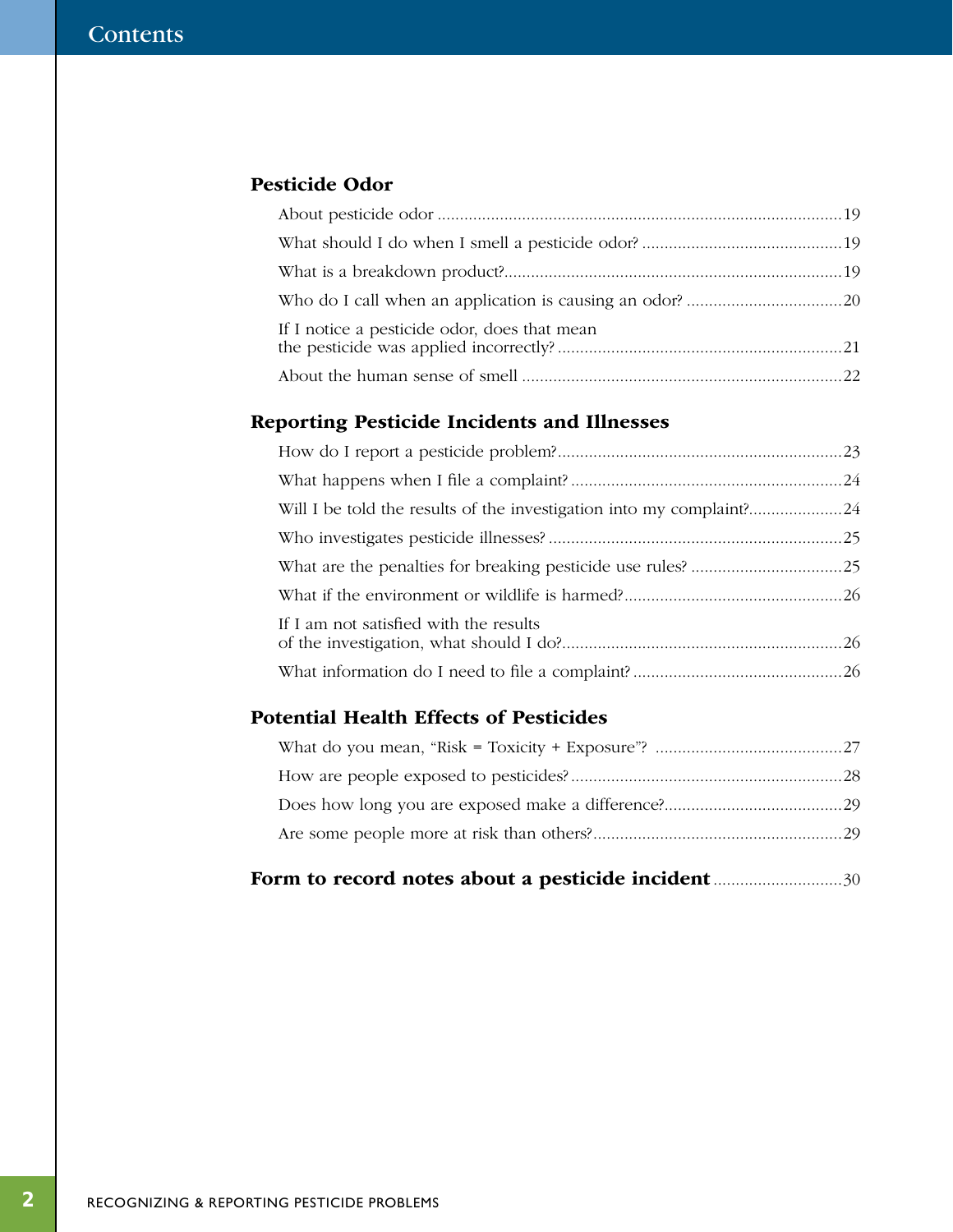# Contents

## Pesticide Odor

About pesticide odor .......................................................................................... 19

What should I do when I smell a pesticide odor? ............................................. 19

What is a breakdown product?........................................................................... 19

Who do I call when an application is causing an odor? ................................... 20

If I notice a pesticide odor, does that mean the pesticide was applied incorrectly? ................................................................ 21

About the human sense of smell ........................................................................ 22

## Reporting Pesticide Incidents and Illnesses

How do I report a pesticide problem?................................................................ 23

What happens when I file a complaint? ............................................................. 24

Will I be told the results of the investigation into my complaint?..................... 24

Who investigates pesticide illnesses? .................................................................. 25

What are the penalties for breaking pesticide use rules? .................................. 25

What if the environment or wildlife is harmed?................................................. 26

If I am not satisfied with the results of the investigation, what should I do?............................................................... 26

What information do I need to file a complaint? ............................................... 26

## Potential Health Effects of Pesticides

What do you mean, "Risk = Toxicity + Exposure"? .......................................... 27

How are people exposed to pesticides? ............................................................. 28

Does how long you are exposed make a difference?........................................ 29

Are some people more at risk than others?........................................................ 29

## Form to record notes about a pesticide incident ............................ 30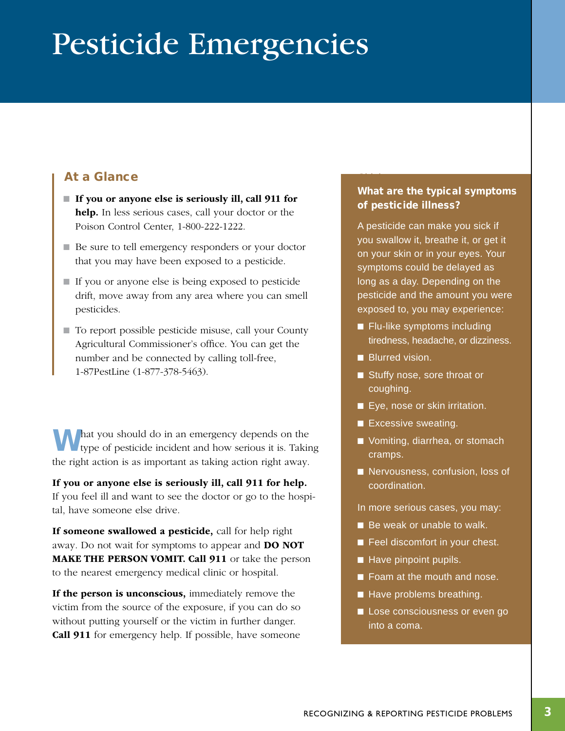# Pesticide Emergencies

## At a Glance

- **If you or anyone else is seriously ill, call 911 for help.** In less serious cases, call your doctor or the Poison Control Center, 1-800-222-1222.
- Be sure to tell emergency responders or your doctor that you may have been exposed to a pesticide.
- If you or anyone else is being exposed to pesticide drift, move away from any area where you can smell pesticides.
- To report possible pesticide misuse, call your County Agricultural Commissioner's office. You can get the number and be connected by calling toll-free, 1-87PestLine (1-877-378-5463).

What you should do in an emergency depends on the type of pesticide incident and how serious it is. Taking the right action is as important as taking action right away.

**If you or anyone else is seriously ill, call 911 for help.** If you feel ill and want to see the doctor or go to the hospital, have someone else drive.

**If someone swallowed a pesticide,** call for help right away. Do not wait for symptoms to appear and **DO NOT MAKE THE PERSON VOMIT. Call 911** or take the person to the nearest emergency medical clinic or hospital.

**If the person is unconscious,** immediately remove the victim from the source of the exposure, if you can do so without putting yourself or the victim in further danger. **Call 911** for emergency help. If possible, have someone

### What are the typical symptoms of pesticide illness?

A pesticide can make you sick if you swallow it, breathe it, or get it on your skin or in your eyes. Your symptoms could be delayed as long as a day. Depending on the pesticide and the amount you were exposed to, you may experience:

- Flu-like symptoms including tiredness, headache, or dizziness.
- Blurred vision.
- Stuffy nose, sore throat or coughing.
- Eye, nose or skin irritation.
- Excessive sweating.
- Vomiting, diarrhea, or stomach cramps.
- Nervousness, confusion, loss of coordination.

In more serious cases, you may:

- Be weak or unable to walk.
- Feel discomfort in your chest.
- Have pinpoint pupils.
- Foam at the mouth and nose.
- Have problems breathing.
- Lose consciousness or even go into a coma.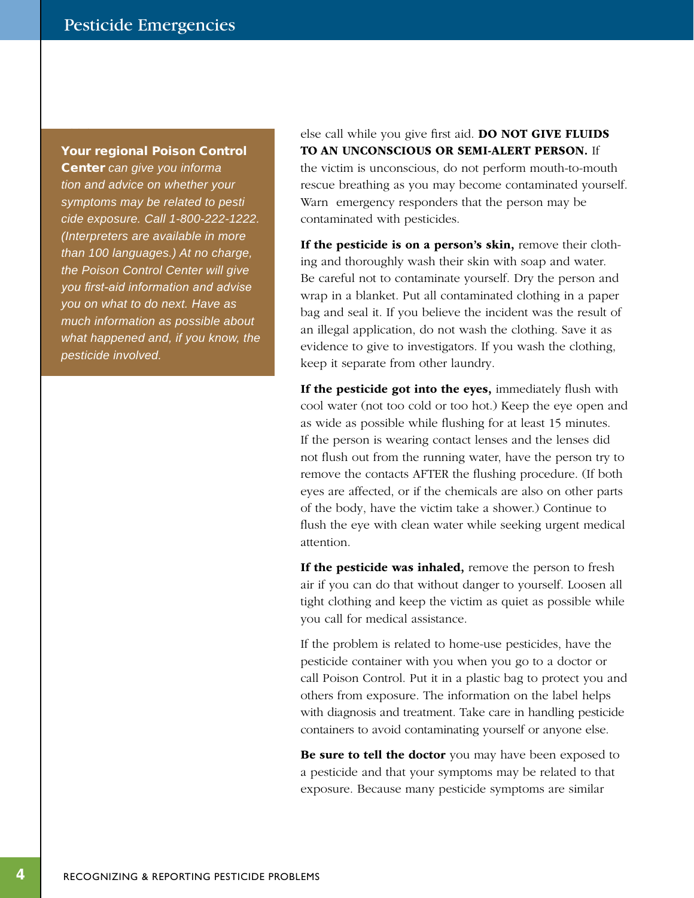**Your regional Poison Control Center** *can give you information and advice on whether your symptoms may be related to pesticide exposure. Call 1-800-222-1222. (Interpreters are available in more than 100 languages.) At no charge, the Poison Control Center will give you first-aid information and advise you on what to do next. Have as much information as possible about what happened and, if you know, the pesticide involved.*

else call while you give first aid. **DO NOT GIVE FLUIDS TO AN UNCONSCIOUS OR SEMI-ALERT PERSON.** If the victim is unconscious, do not perform mouth-to-mouth rescue breathing as you may become contaminated yourself. Warn emergency responders that the person may be contaminated with pesticides.

**If the pesticide is on a person's skin,** remove their clothing and thoroughly wash their skin with soap and water. Be careful not to contaminate yourself. Dry the person and wrap in a blanket. Put all contaminated clothing in a paper bag and seal it. If you believe the incident was the result of an illegal application, do not wash the clothing. Save it as evidence to give to investigators. If you wash the clothing, keep it separate from other laundry.

**If the pesticide got into the eyes,** immediately flush with cool water (not too cold or too hot.) Keep the eye open and as wide as possible while flushing for at least 15 minutes. If the person is wearing contact lenses and the lenses did not flush out from the running water, have the person try to remove the contacts AFTER the flushing procedure. (If both eyes are affected, or if the chemicals are also on other parts of the body, have the victim take a shower.) Continue to flush the eye with clean water while seeking urgent medical attention.

**If the pesticide was inhaled,** remove the person to fresh air if you can do that without danger to yourself. Loosen all tight clothing and keep the victim as quiet as possible while you call for medical assistance.

If the problem is related to home-use pesticides, have the pesticide container with you when you go to a doctor or call Poison Control. Put it in a plastic bag to protect you and others from exposure. The information on the label helps with diagnosis and treatment. Take care in handling pesticide containers to avoid contaminating yourself or anyone else.

**Be sure to tell the doctor** you may have been exposed to a pesticide and that your symptoms may be related to that exposure. Because many pesticide symptoms are similar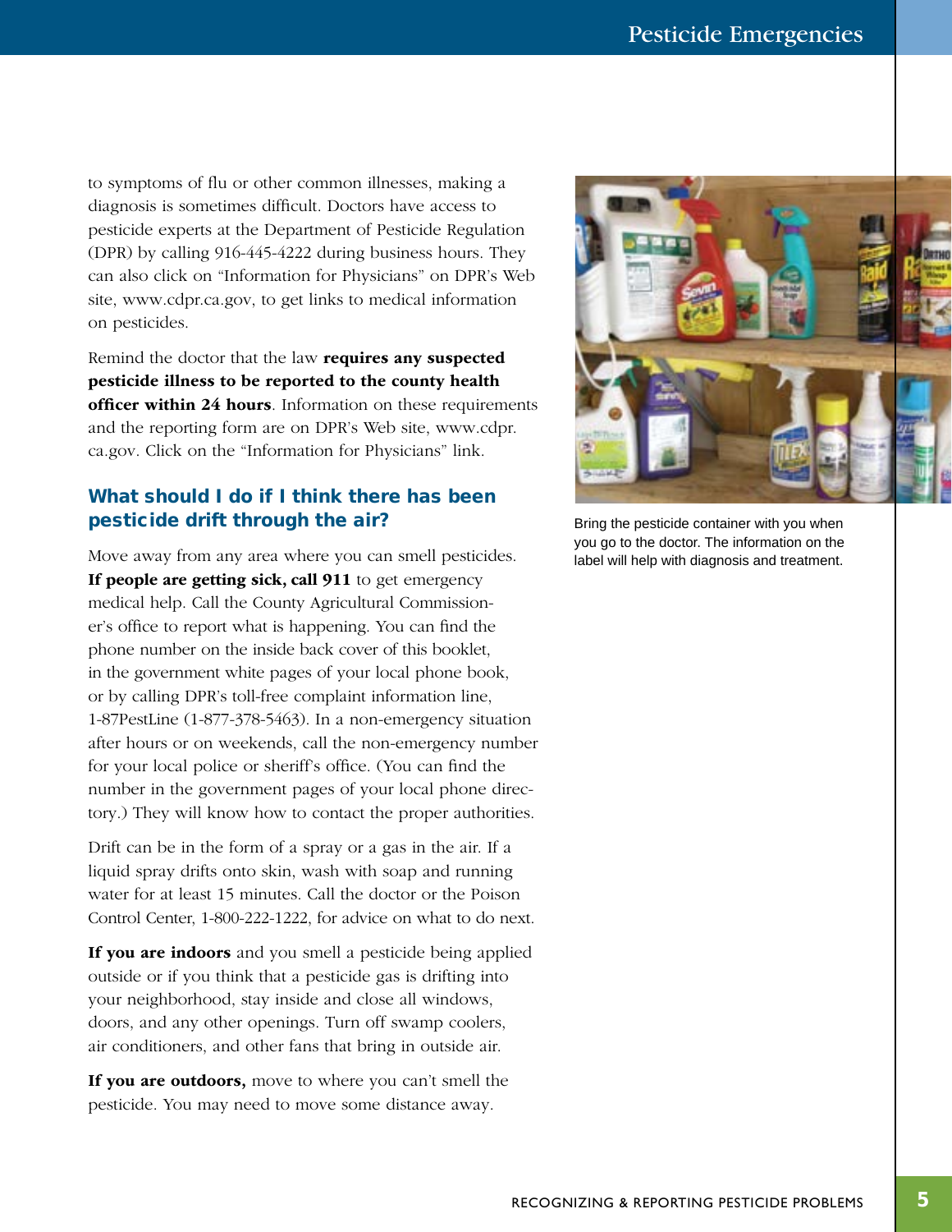to symptoms of flu or other common illnesses, making a diagnosis is sometimes difficult. Doctors have access to pesticide experts at the Department of Pesticide Regulation (DPR) by calling 916-445-4222 during business hours. They can also click on “Information for Physicians” on DPR’s Web site, www.cdpr.ca.gov, to get links to medical information on pesticides.

Remind the doctor that the law **requires any suspected pesticide illness to be reported to the county health officer within 24 hours**. Information on these requirements and the reporting form are on DPR’s Web site, www.cdpr.ca.gov. Click on the “Information for Physicians” link.

## What should I do if I think there has been pesticide drift through the air?

Move away from any area where you can smell pesticides. **If people are getting sick, call 911** to get emergency medical help. Call the County Agricultural Commissioner’s office to report what is happening. You can find the phone number on the inside back cover of this booklet, in the government white pages of your local phone book, or by calling DPR’s toll-free complaint information line, 1-87PestLine (1-877-378-5463). In a non-emergency situation after hours or on weekends, call the non-emergency number for your local police or sheriff’s office. (You can find the number in the government pages of your local phone directory.) They will know how to contact the proper authorities.

Drift can be in the form of a spray or a gas in the air. If a liquid spray drifts onto skin, wash with soap and running water for at least 15 minutes. Call the doctor or the Poison Control Center, 1-800-222-1222, for advice on what to do next.

**If you are indoors** and you smell a pesticide being applied outside or if you think that a pesticide gas is drifting into your neighborhood, stay inside and close all windows, doors, and any other openings. Turn off swamp coolers, air conditioners, and other fans that bring in outside air.

**If you are outdoors,** move to where you can’t smell the pesticide. You may need to move some distance away.

Bring the pesticide container with you when you go to the doctor. The information on the label will help with diagnosis and treatment.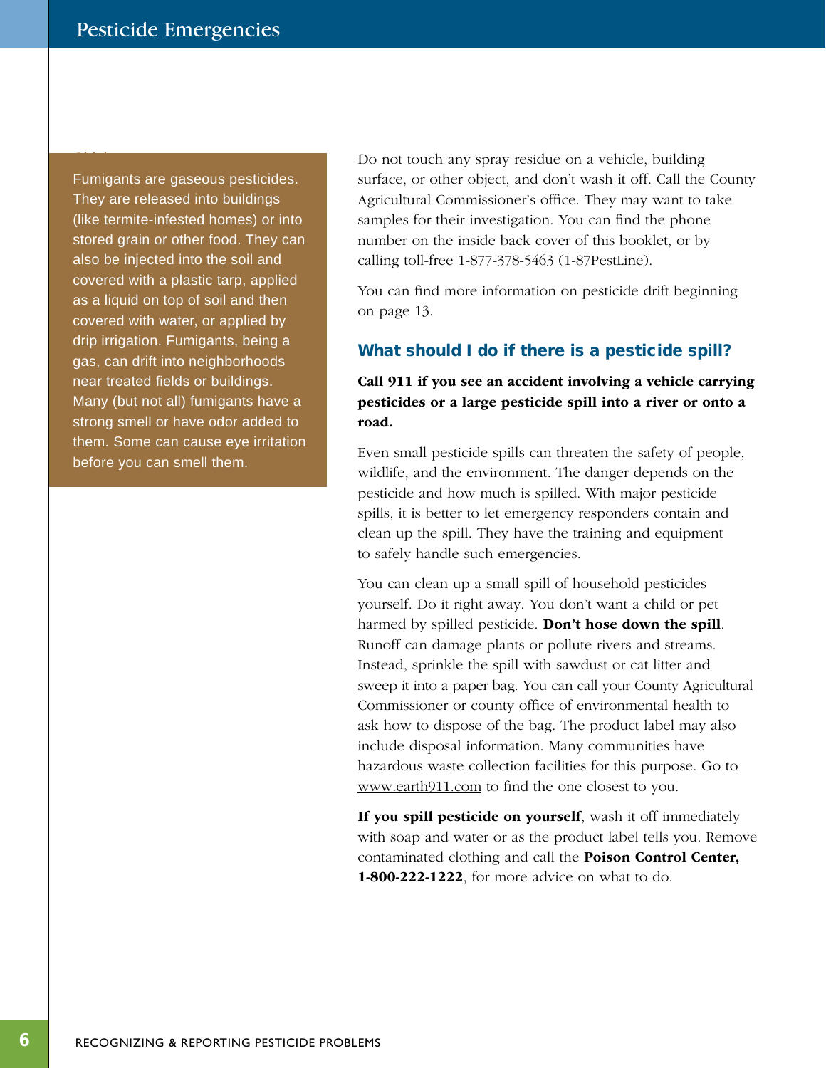Fumigants are gaseous pesticides. They are released into buildings (like termite-infested homes) or into stored grain or other food. They can also be injected into the soil and covered with a plastic tarp, applied as a liquid on top of soil and then covered with water, or applied by drip irrigation. Fumigants, being a gas, can drift into neighborhoods near treated fields or buildings. Many (but not all) fumigants have a strong smell or have odor added to them. Some can cause eye irritation before you can smell them.

Do not touch any spray residue on a vehicle, building surface, or other object, and don't wash it off. Call the County Agricultural Commissioner's office. They may want to take samples for their investigation. You can find the phone number on the inside back cover of this booklet, or by calling toll-free 1-877-378-5463 (1-87PestLine).

You can find more information on pesticide drift beginning on page 13.

### What should I do if there is a pesticide spill?

**Call 911 if you see an accident involving a vehicle carrying pesticides or a large pesticide spill into a river or onto a road.**

Even small pesticide spills can threaten the safety of people, wildlife, and the environment. The danger depends on the pesticide and how much is spilled. With major pesticide spills, it is better to let emergency responders contain and clean up the spill. They have the training and equipment to safely handle such emergencies.

You can clean up a small spill of household pesticides yourself. Do it right away. You don't want a child or pet harmed by spilled pesticide. **Don't hose down the spill**. Runoff can damage plants or pollute rivers and streams. Instead, sprinkle the spill with sawdust or cat litter and sweep it into a paper bag. You can call your County Agricultural Commissioner or county office of environmental health to ask how to dispose of the bag. The product label may also include disposal information. Many communities have hazardous waste collection facilities for this purpose. Go to www.earth911.com to find the one closest to you.

**If you spill pesticide on yourself**, wash it off immediately with soap and water or as the product label tells you. Remove contaminated clothing and call the **Poison Control Center, 1-800-222-1222**, for more advice on what to do.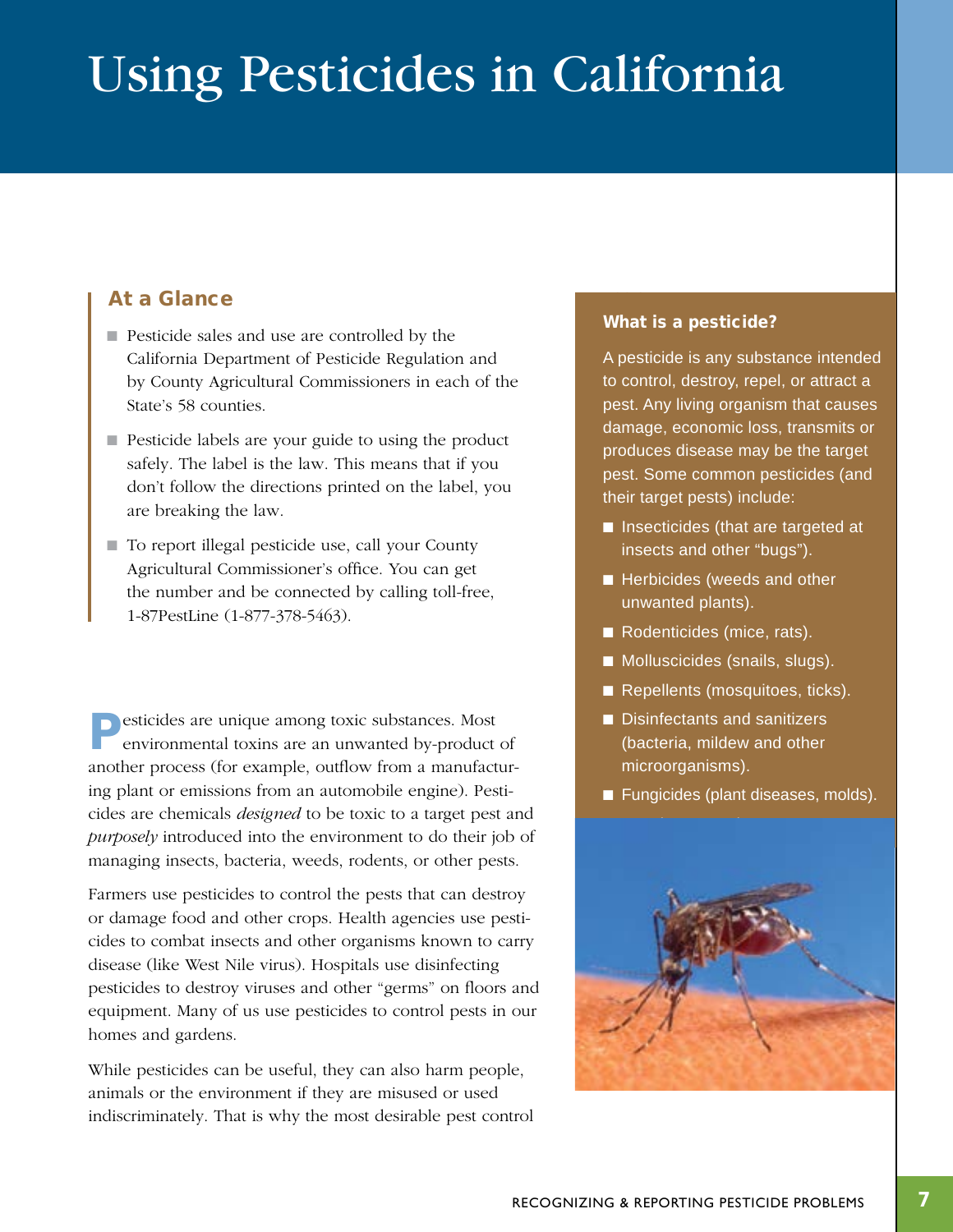# Using Pesticides in California

## At a Glance

- Pesticide sales and use are controlled by the California Department of Pesticide Regulation and by County Agricultural Commissioners in each of the State's 58 counties.
- Pesticide labels are your guide to using the product safely. The label is the law. This means that if you don't follow the directions printed on the label, you are breaking the law.
- To report illegal pesticide use, call your County Agricultural Commissioner's office. You can get the number and be connected by calling toll-free, 1-87PestLine (1-877-378-5463).

Pesticides are unique among toxic substances. Most environmental toxins are an unwanted by-product of another process (for example, outflow from a manufacturing plant or emissions from an automobile engine). Pesticides are chemicals *designed* to be toxic to a target pest and *purposely* introduced into the environment to do their job of managing insects, bacteria, weeds, rodents, or other pests.

Farmers use pesticides to control the pests that can destroy or damage food and other crops. Health agencies use pesticides to combat insects and other organisms known to carry disease (like West Nile virus). Hospitals use disinfecting pesticides to destroy viruses and other "germs" on floors and equipment. Many of us use pesticides to control pests in our homes and gardens.

While pesticides can be useful, they can also harm people, animals or the environment if they are misused or used indiscriminately. That is why the most desirable pest control

### What is a pesticide?

A pesticide is any substance intended to control, destroy, repel, or attract a pest. Any living organism that causes damage, economic loss, transmits or produces disease may be the target pest. Some common pesticides (and their target pests) include:

- Insecticides (that are targeted at insects and other "bugs").
- Herbicides (weeds and other unwanted plants).
- Rodenticides (mice, rats).
- Molluscicides (snails, slugs).
- Repellents (mosquitoes, ticks).
- Disinfectants and sanitizers (bacteria, mildew and other microorganisms).
- Fungicides (plant diseases, molds).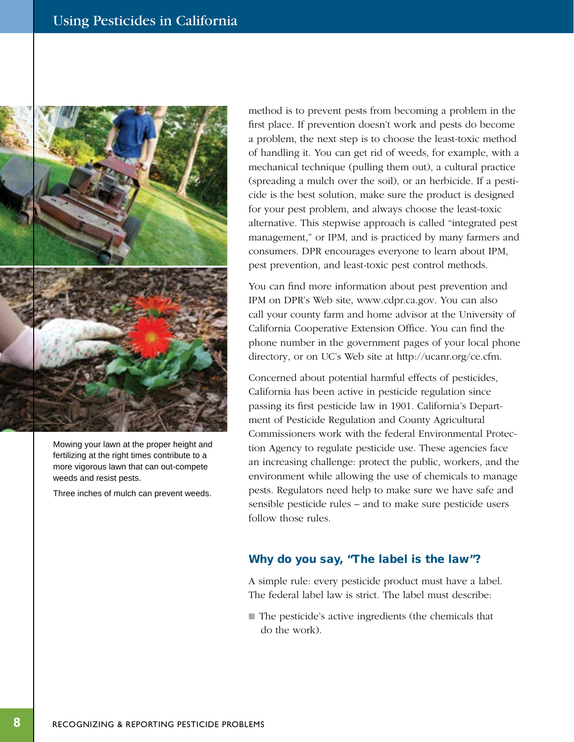Mowing your lawn at the proper height and fertilizing at the right times contribute to a more vigorous lawn that can out-compete weeds and resist pests.

Three inches of mulch can prevent weeds.

method is to prevent pests from becoming a problem in the first place. If prevention doesn't work and pests do become a problem, the next step is to choose the least-toxic method of handling it. You can get rid of weeds, for example, with a mechanical technique (pulling them out), a cultural practice (spreading a mulch over the soil), or an herbicide. If a pesticide is the best solution, make sure the product is designed for your pest problem, and always choose the least-toxic alternative. This stepwise approach is called "integrated pest management," or IPM, and is practiced by many farmers and consumers. DPR encourages everyone to learn about IPM, pest prevention, and least-toxic pest control methods.

You can find more information about pest prevention and IPM on DPR's Web site, www.cdpr.ca.gov. You can also call your county farm and home advisor at the University of California Cooperative Extension Office. You can find the phone number in the government pages of your local phone directory, or on UC's Web site at http://ucanr.org/ce.cfm.

Concerned about potential harmful effects of pesticides, California has been active in pesticide regulation since passing its first pesticide law in 1901. California's Department of Pesticide Regulation and County Agricultural Commissioners work with the federal Environmental Protection Agency to regulate pesticide use. These agencies face an increasing challenge: protect the public, workers, and the environment while allowing the use of chemicals to manage pests. Regulators need help to make sure we have safe and sensible pesticide rules – and to make sure pesticide users follow those rules.

### Why do you say, "The label is the law"?

A simple rule: every pesticide product must have a label. The federal label law is strict. The label must describe:

- The pesticide's active ingredients (the chemicals that do the work).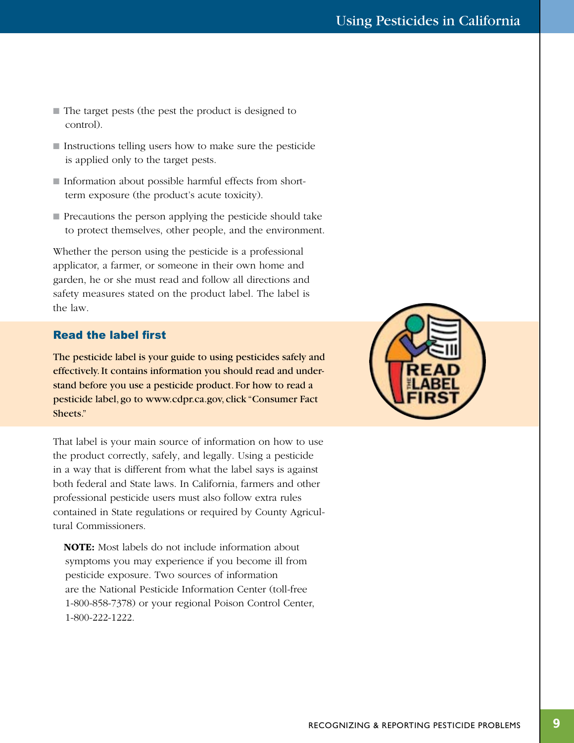- The target pests (the pest the product is designed to control).
- Instructions telling users how to make sure the pesticide is applied only to the target pests.
- Information about possible harmful effects from short-term exposure (the product's acute toxicity).
- Precautions the person applying the pesticide should take to protect themselves, other people, and the environment.

Whether the person using the pesticide is a professional applicator, a farmer, or someone in their own home and garden, he or she must read and follow all directions and safety measures stated on the product label. The label is the law.

### Read the label first

**The pesticide label is your guide to using pesticides safely and effectively. It contains information you should read and understand before you use a pesticide product. For how to read a pesticide label, go to www.cdpr.ca.gov, click "Consumer Fact Sheets."**

That label is your main source of information on how to use the product correctly, safely, and legally. Using a pesticide in a way that is different from what the label says is against both federal and State laws. In California, farmers and other professional pesticide users must also follow extra rules contained in State regulations or required by County Agricultural Commissioners.

**NOTE:** Most labels do not include information about symptoms you may experience if you become ill from pesticide exposure. Two sources of information are the National Pesticide Information Center (toll-free 1-800-858-7378) or your regional Poison Control Center, 1-800-222-1222.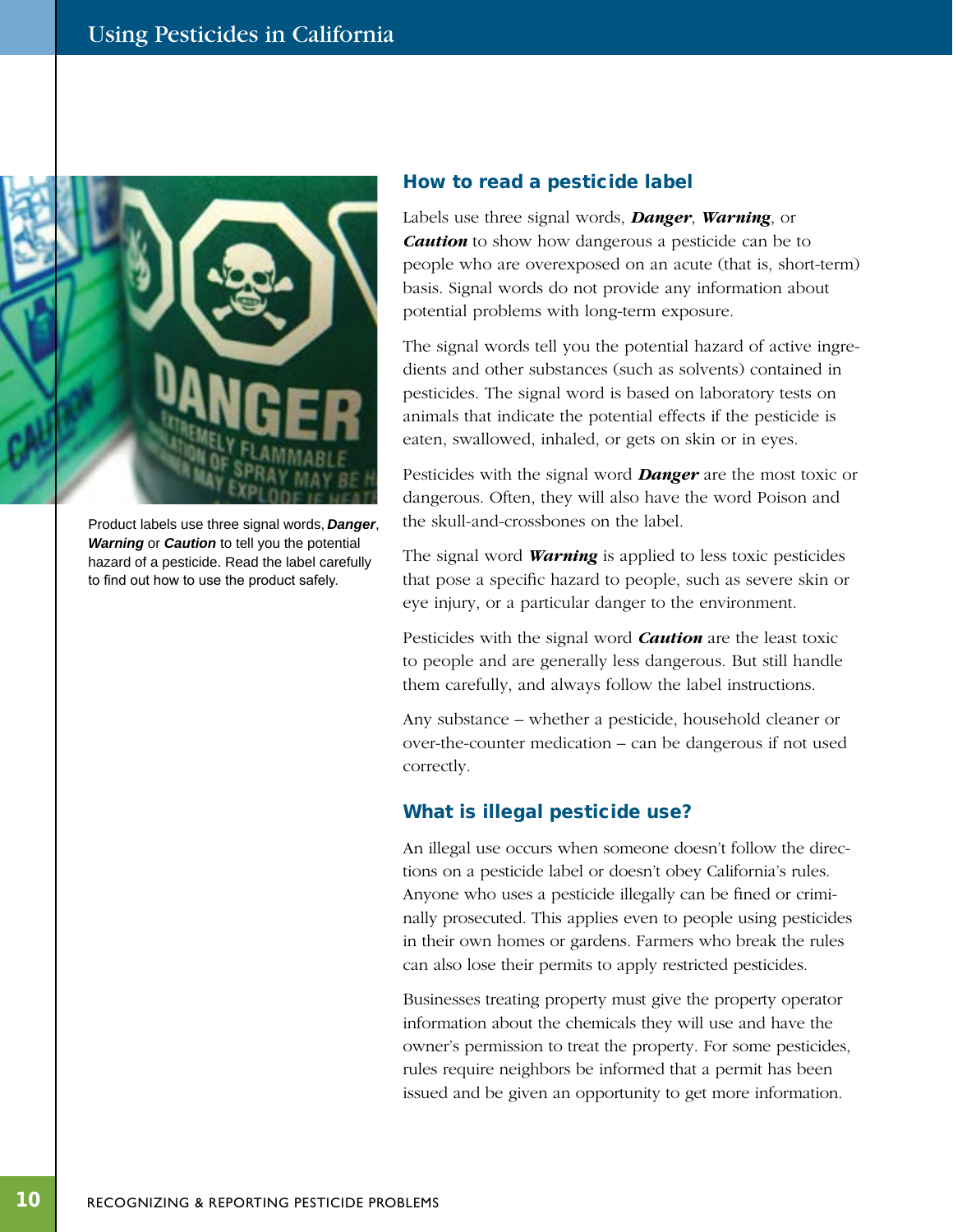Product labels use three signal words, ***Danger***, ***Warning*** or ***Caution*** to tell you the potential hazard of a pesticide. Read the label carefully to find out how to use the product safely.

## How to read a pesticide label

Labels use three signal words, ***Danger***, ***Warning***, or ***Caution*** to show how dangerous a pesticide can be to people who are overexposed on an acute (that is, short-term) basis. Signal words do not provide any information about potential problems with long-term exposure.

The signal words tell you the potential hazard of active ingredients and other substances (such as solvents) contained in pesticides. The signal word is based on laboratory tests on animals that indicate the potential effects if the pesticide is eaten, swallowed, inhaled, or gets on skin or in eyes.

Pesticides with the signal word ***Danger*** are the most toxic or dangerous. Often, they will also have the word Poison and the skull-and-crossbones on the label.

The signal word ***Warning*** is applied to less toxic pesticides that pose a specific hazard to people, such as severe skin or eye injury, or a particular danger to the environment.

Pesticides with the signal word ***Caution*** are the least toxic to people and are generally less dangerous. But still handle them carefully, and always follow the label instructions.

Any substance – whether a pesticide, household cleaner or over-the-counter medication – can be dangerous if not used correctly.

## What is illegal pesticide use?

An illegal use occurs when someone doesn't follow the directions on a pesticide label or doesn't obey California's rules. Anyone who uses a pesticide illegally can be fined or criminally prosecuted. This applies even to people using pesticides in their own homes or gardens. Farmers who break the rules can also lose their permits to apply restricted pesticides.

Businesses treating property must give the property operator information about the chemicals they will use and have the owner's permission to treat the property. For some pesticides, rules require neighbors be informed that a permit has been issued and be given an opportunity to get more information.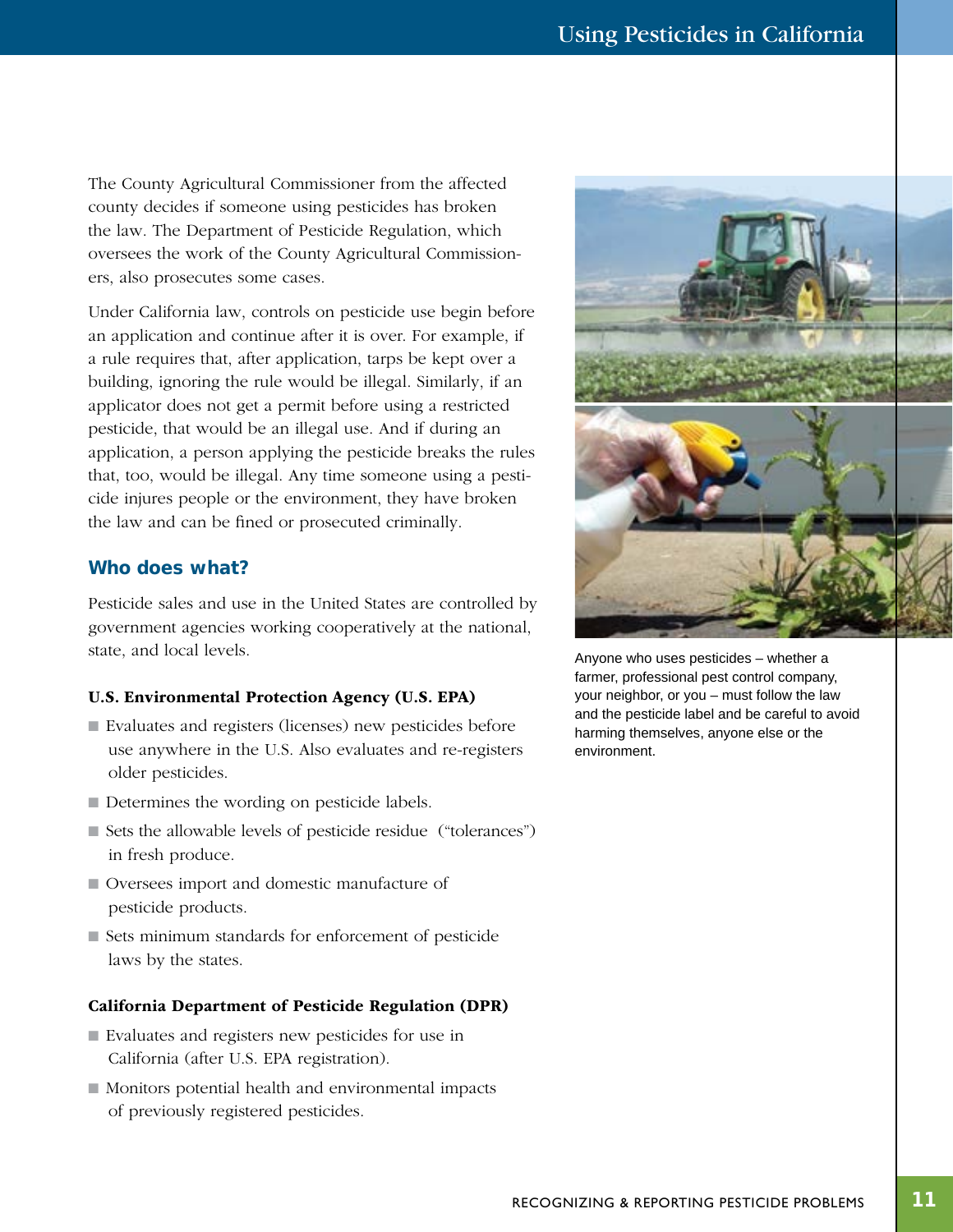The County Agricultural Commissioner from the affected county decides if someone using pesticides has broken the law. The Department of Pesticide Regulation, which oversees the work of the County Agricultural Commissioners, also prosecutes some cases.

Under California law, controls on pesticide use begin before an application and continue after it is over. For example, if a rule requires that, after application, tarps be kept over a building, ignoring the rule would be illegal. Similarly, if an applicator does not get a permit before using a restricted pesticide, that would be an illegal use. And if during an application, a person applying the pesticide breaks the rules that, too, would be illegal. Any time someone using a pesticide injures people or the environment, they have broken the law and can be fined or prosecuted criminally.

Anyone who uses pesticides – whether a farmer, professional pest control company, your neighbor, or you – must follow the law and the pesticide label and be careful to avoid harming themselves, anyone else or the environment.

## Who does what?

Pesticide sales and use in the United States are controlled by government agencies working cooperatively at the national, state, and local levels.

### U.S. Environmental Protection Agency (U.S. EPA)

- Evaluates and registers (licenses) new pesticides before use anywhere in the U.S. Also evaluates and re-registers older pesticides.
- Determines the wording on pesticide labels.
- Sets the allowable levels of pesticide residue ("tolerances") in fresh produce.
- Oversees import and domestic manufacture of pesticide products.
- Sets minimum standards for enforcement of pesticide laws by the states.

### California Department of Pesticide Regulation (DPR)

- Evaluates and registers new pesticides for use in California (after U.S. EPA registration).
- Monitors potential health and environmental impacts of previously registered pesticides.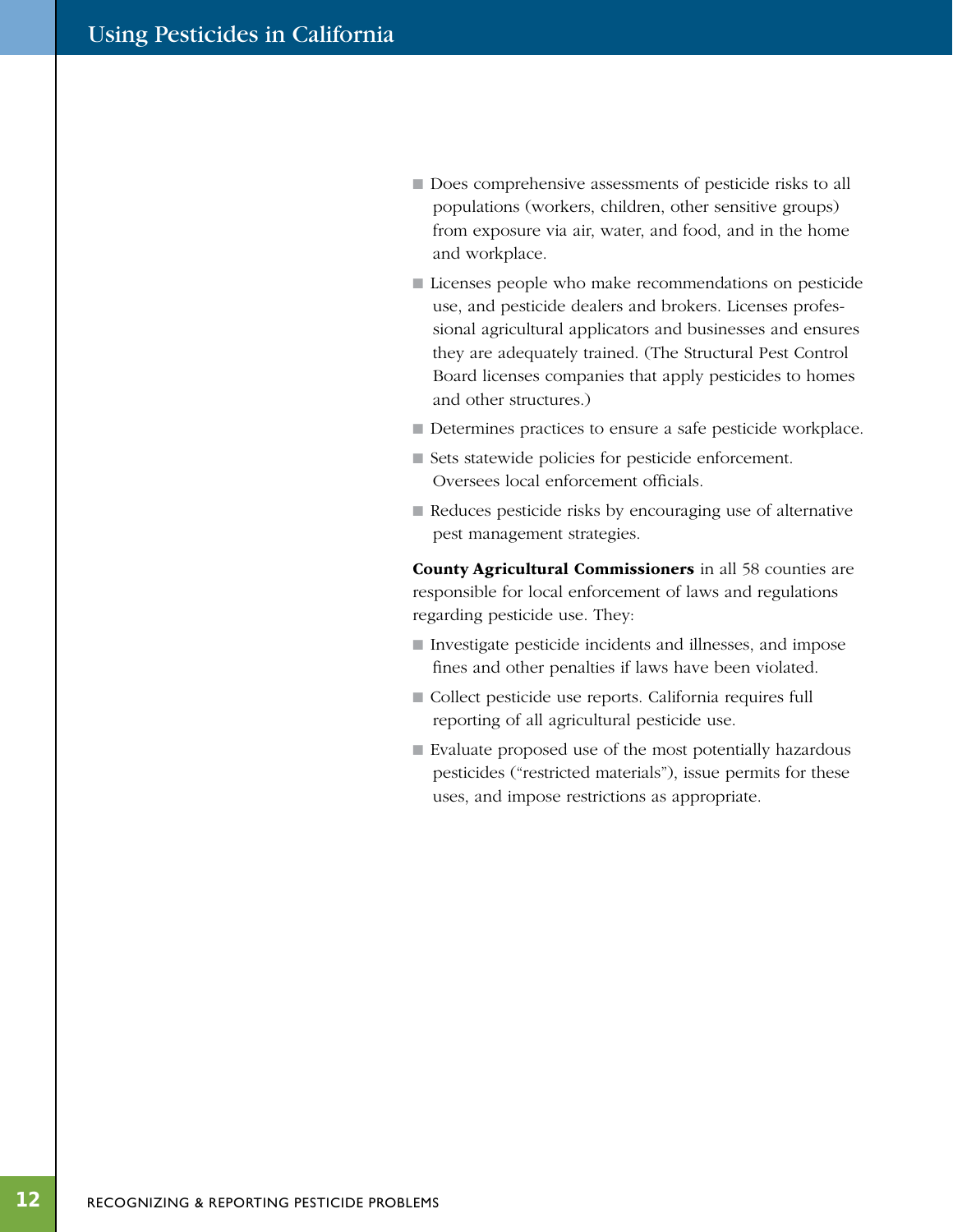- Does comprehensive assessments of pesticide risks to all populations (workers, children, other sensitive groups) from exposure via air, water, and food, and in the home and workplace.
- Licenses people who make recommendations on pesticide use, and pesticide dealers and brokers. Licenses professional agricultural applicators and businesses and ensures they are adequately trained. (The Structural Pest Control Board licenses companies that apply pesticides to homes and other structures.)
- Determines practices to ensure a safe pesticide workplace.
- Sets statewide policies for pesticide enforcement. Oversees local enforcement officials.
- Reduces pesticide risks by encouraging use of alternative pest management strategies.

**County Agricultural Commissioners** in all 58 counties are responsible for local enforcement of laws and regulations regarding pesticide use. They:

- Investigate pesticide incidents and illnesses, and impose fines and other penalties if laws have been violated.
- Collect pesticide use reports. California requires full reporting of all agricultural pesticide use.
- Evaluate proposed use of the most potentially hazardous pesticides ("restricted materials"), issue permits for these uses, and impose restrictions as appropriate.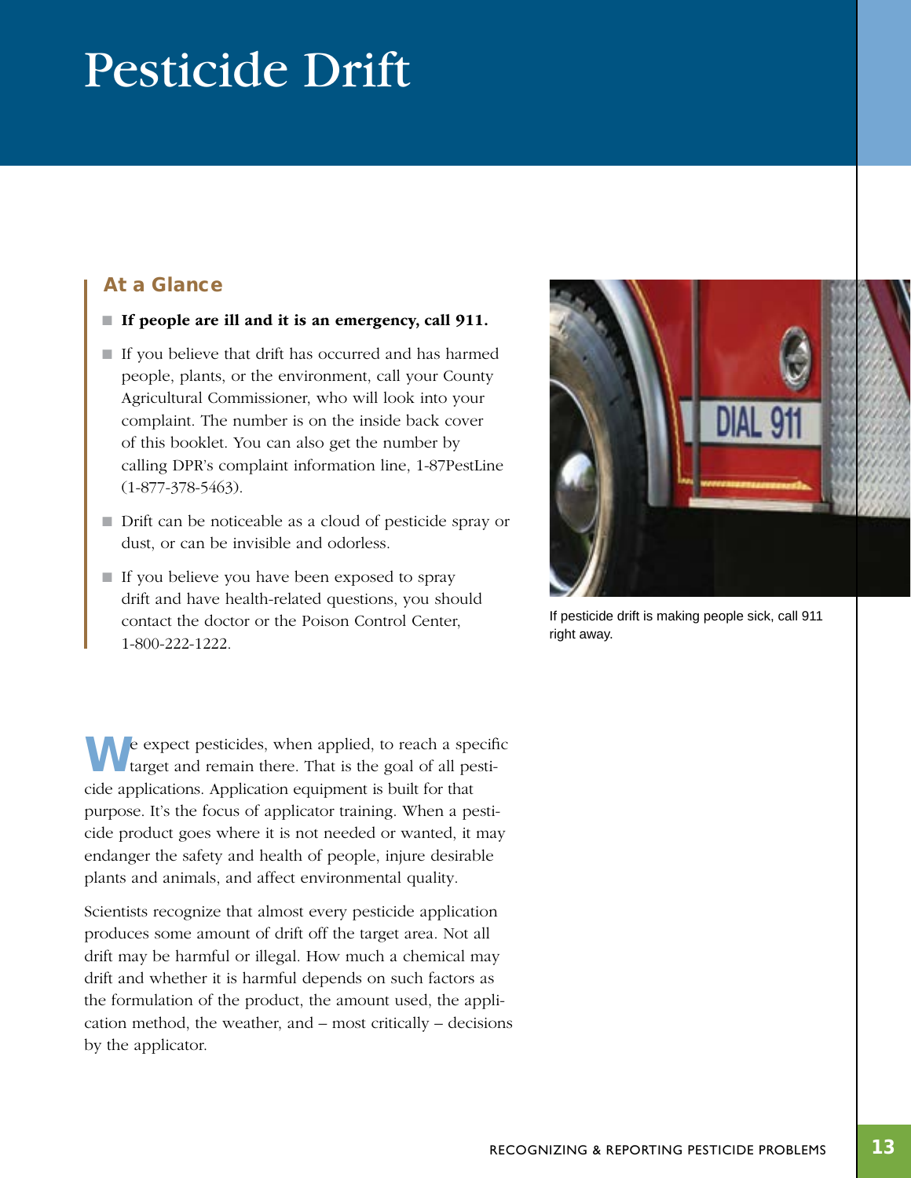# Pesticide Drift

## At a Glance

- **If people are ill and it is an emergency, call 911.**
- If you believe that drift has occurred and has harmed people, plants, or the environment, call your County Agricultural Commissioner, who will look into your complaint. The number is on the inside back cover of this booklet. You can also get the number by calling DPR's complaint information line, 1-87PestLine (1-877-378-5463).
- Drift can be noticeable as a cloud of pesticide spray or dust, or can be invisible and odorless.
- If you believe you have been exposed to spray drift and have health-related questions, you should contact the doctor or the Poison Control Center, 1-800-222-1222.

If pesticide drift is making people sick, call 911 right away.

We expect pesticides, when applied, to reach a specific target and remain there. That is the goal of all pesticide applications. Application equipment is built for that purpose. It's the focus of applicator training. When a pesticide product goes where it is not needed or wanted, it may endanger the safety and health of people, injure desirable plants and animals, and affect environmental quality.

Scientists recognize that almost every pesticide application produces some amount of drift off the target area. Not all drift may be harmful or illegal. How much a chemical may drift and whether it is harmful depends on such factors as the formulation of the product, the amount used, the application method, the weather, and – most critically – decisions by the applicator.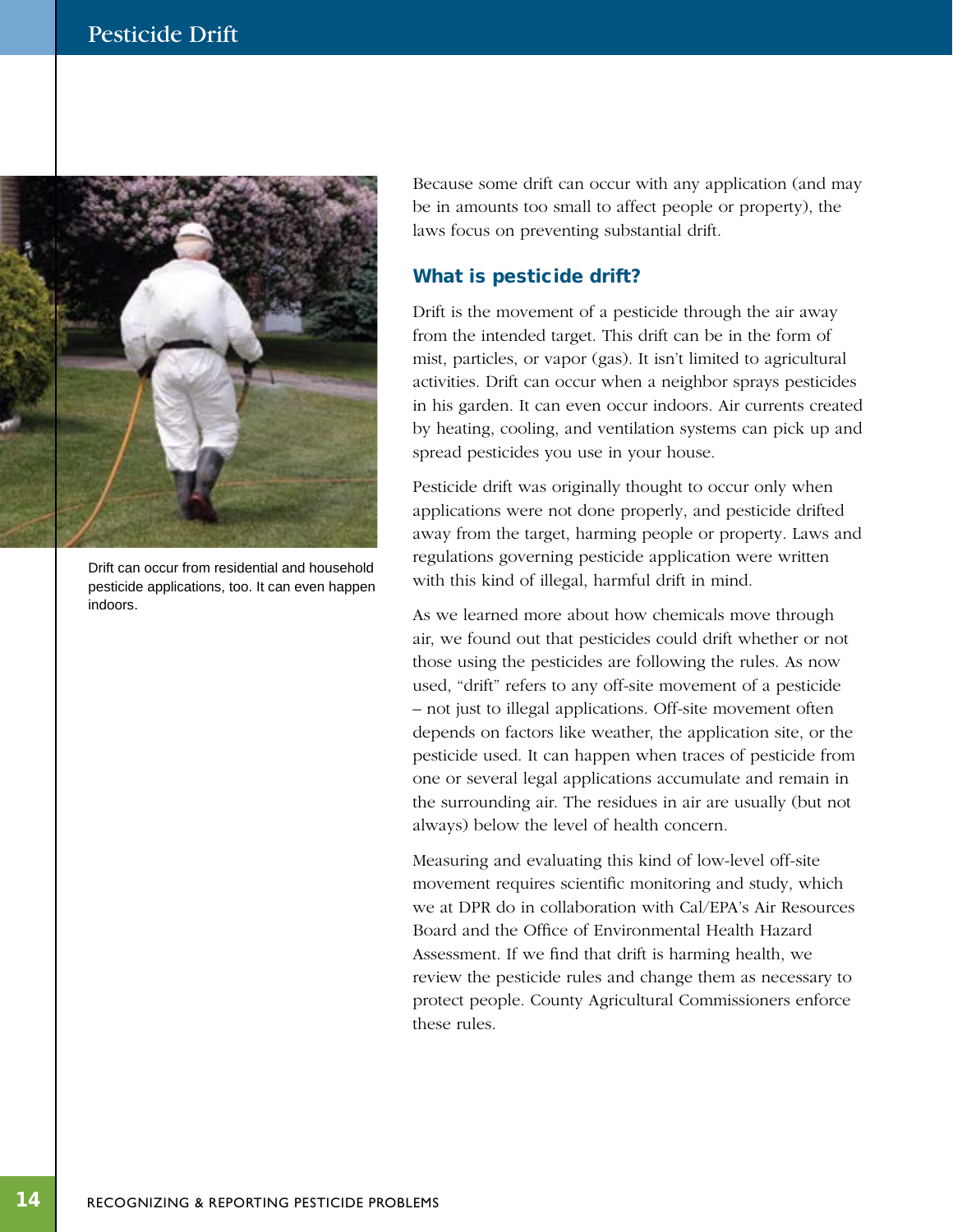Drift can occur from residential and household pesticide applications, too. It can even happen indoors.

Because some drift can occur with any application (and may be in amounts too small to affect people or property), the laws focus on preventing substantial drift.

### What is pesticide drift?

Drift is the movement of a pesticide through the air away from the intended target. This drift can be in the form of mist, particles, or vapor (gas). It isn't limited to agricultural activities. Drift can occur when a neighbor sprays pesticides in his garden. It can even occur indoors. Air currents created by heating, cooling, and ventilation systems can pick up and spread pesticides you use in your house.

Pesticide drift was originally thought to occur only when applications were not done properly, and pesticide drifted away from the target, harming people or property. Laws and regulations governing pesticide application were written with this kind of illegal, harmful drift in mind.

As we learned more about how chemicals move through air, we found out that pesticides could drift whether or not those using the pesticides are following the rules. As now used, "drift" refers to any off-site movement of a pesticide – not just to illegal applications. Off-site movement often depends on factors like weather, the application site, or the pesticide used. It can happen when traces of pesticide from one or several legal applications accumulate and remain in the surrounding air. The residues in air are usually (but not always) below the level of health concern.

Measuring and evaluating this kind of low-level off-site movement requires scientific monitoring and study, which we at DPR do in collaboration with Cal/EPA's Air Resources Board and the Office of Environmental Health Hazard Assessment. If we find that drift is harming health, we review the pesticide rules and change them as necessary to protect people. County Agricultural Commissioners enforce these rules.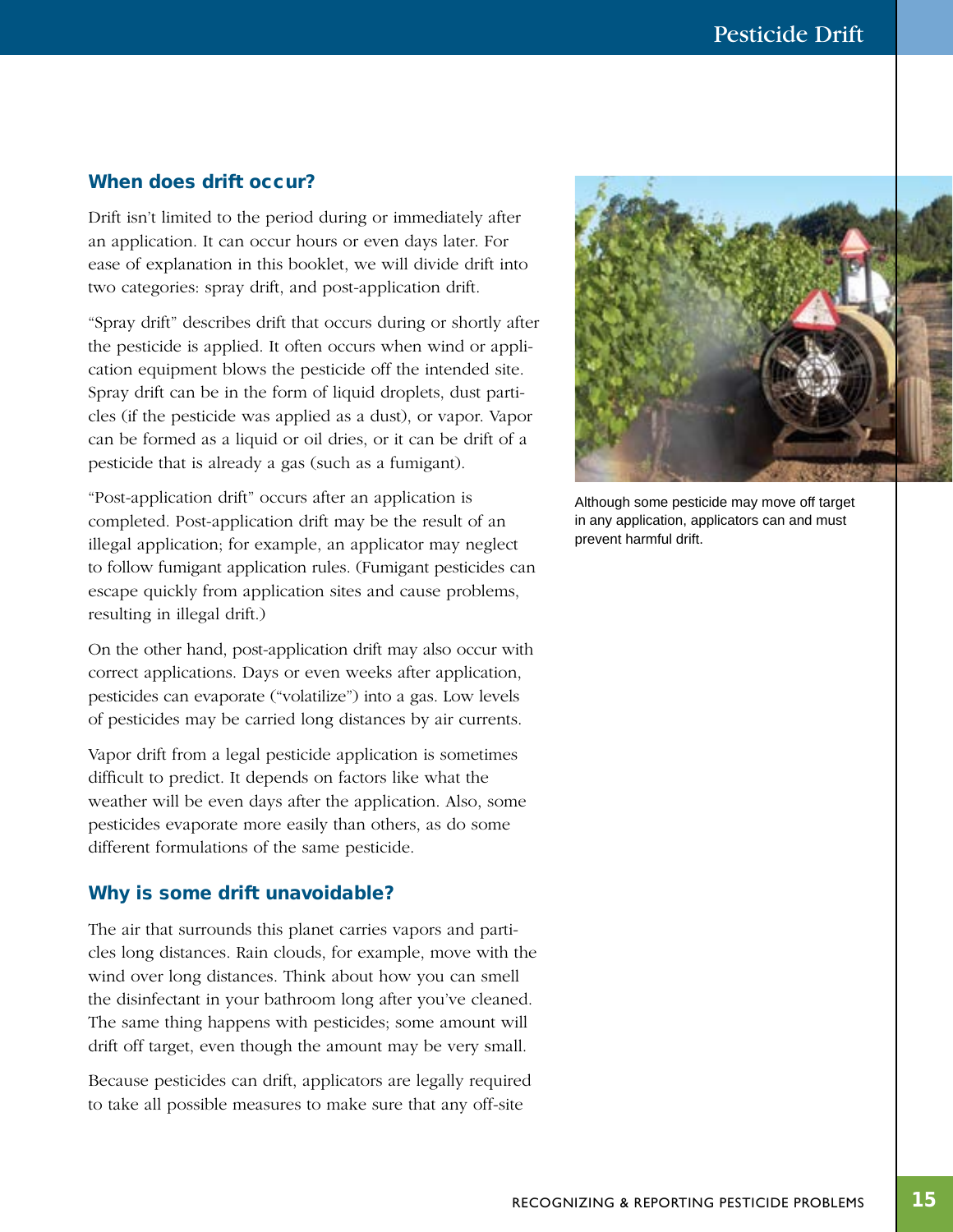## When does drift occur?

Drift isn't limited to the period during or immediately after an application. It can occur hours or even days later. For ease of explanation in this booklet, we will divide drift into two categories: spray drift, and post-application drift.

"Spray drift" describes drift that occurs during or shortly after the pesticide is applied. It often occurs when wind or application equipment blows the pesticide off the intended site. Spray drift can be in the form of liquid droplets, dust particles (if the pesticide was applied as a dust), or vapor. Vapor can be formed as a liquid or oil dries, or it can be drift of a pesticide that is already a gas (such as a fumigant).

"Post-application drift" occurs after an application is completed. Post-application drift may be the result of an illegal application; for example, an applicator may neglect to follow fumigant application rules. (Fumigant pesticides can escape quickly from application sites and cause problems, resulting in illegal drift.)

On the other hand, post-application drift may also occur with correct applications. Days or even weeks after application, pesticides can evaporate ("volatilize") into a gas. Low levels of pesticides may be carried long distances by air currents.

Vapor drift from a legal pesticide application is sometimes difficult to predict. It depends on factors like what the weather will be even days after the application. Also, some pesticides evaporate more easily than others, as do some different formulations of the same pesticide.

Although some pesticide may move off target in any application, applicators can and must prevent harmful drift.

## Why is some drift unavoidable?

The air that surrounds this planet carries vapors and particles long distances. Rain clouds, for example, move with the wind over long distances. Think about how you can smell the disinfectant in your bathroom long after you've cleaned. The same thing happens with pesticides; some amount will drift off target, even though the amount may be very small.

Because pesticides can drift, applicators are legally required to take all possible measures to make sure that any off-site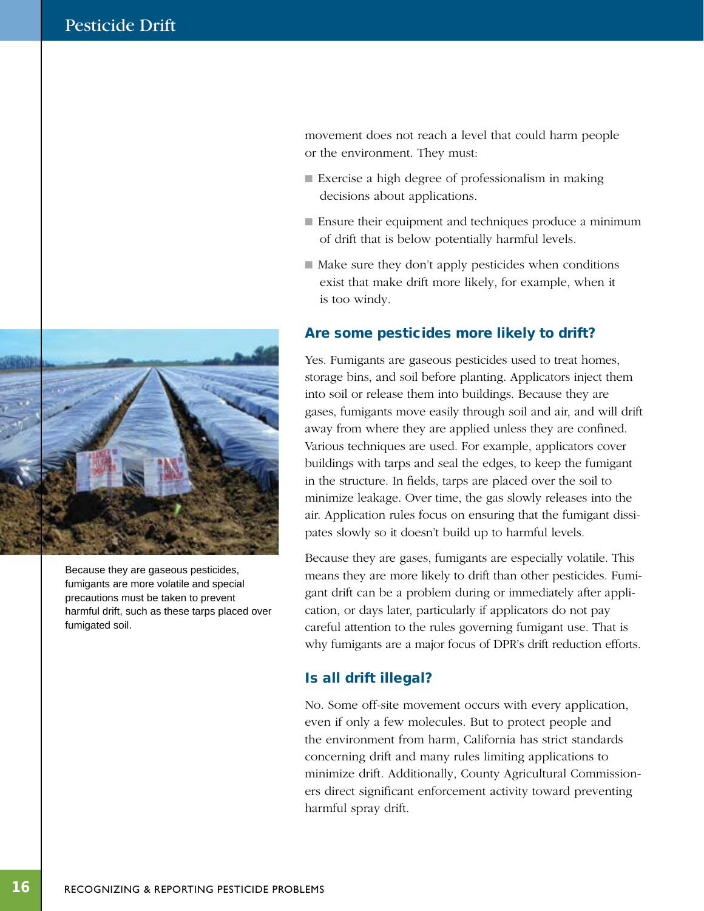movement does not reach a level that could harm people or the environment. They must:

- Exercise a high degree of professionalism in making decisions about applications.
- Ensure their equipment and techniques produce a minimum of drift that is below potentially harmful levels.
- Make sure they don't apply pesticides when conditions exist that make drift more likely, for example, when it is too windy.

Because they are gaseous pesticides, fumigants are more volatile and special precautions must be taken to prevent harmful drift, such as these tarps placed over fumigated soil.

## Are some pesticides more likely to drift?

Yes. Fumigants are gaseous pesticides used to treat homes, storage bins, and soil before planting. Applicators inject them into soil or release them into buildings. Because they are gases, fumigants move easily through soil and air, and will drift away from where they are applied unless they are confined. Various techniques are used. For example, applicators cover buildings with tarps and seal the edges, to keep the fumigant in the structure. In fields, tarps are placed over the soil to minimize leakage. Over time, the gas slowly releases into the air. Application rules focus on ensuring that the fumigant dissipates slowly so it doesn't build up to harmful levels.

Because they are gases, fumigants are especially volatile. This means they are more likely to drift than other pesticides. Fumigant drift can be a problem during or immediately after application, or days later, particularly if applicators do not pay careful attention to the rules governing fumigant use. That is why fumigants are a major focus of DPR's drift reduction efforts.

## Is all drift illegal?

No. Some off-site movement occurs with every application, even if only a few molecules. But to protect people and the environment from harm, California has strict standards concerning drift and many rules limiting applications to minimize drift. Additionally, County Agricultural Commissioners direct significant enforcement activity toward preventing harmful spray drift.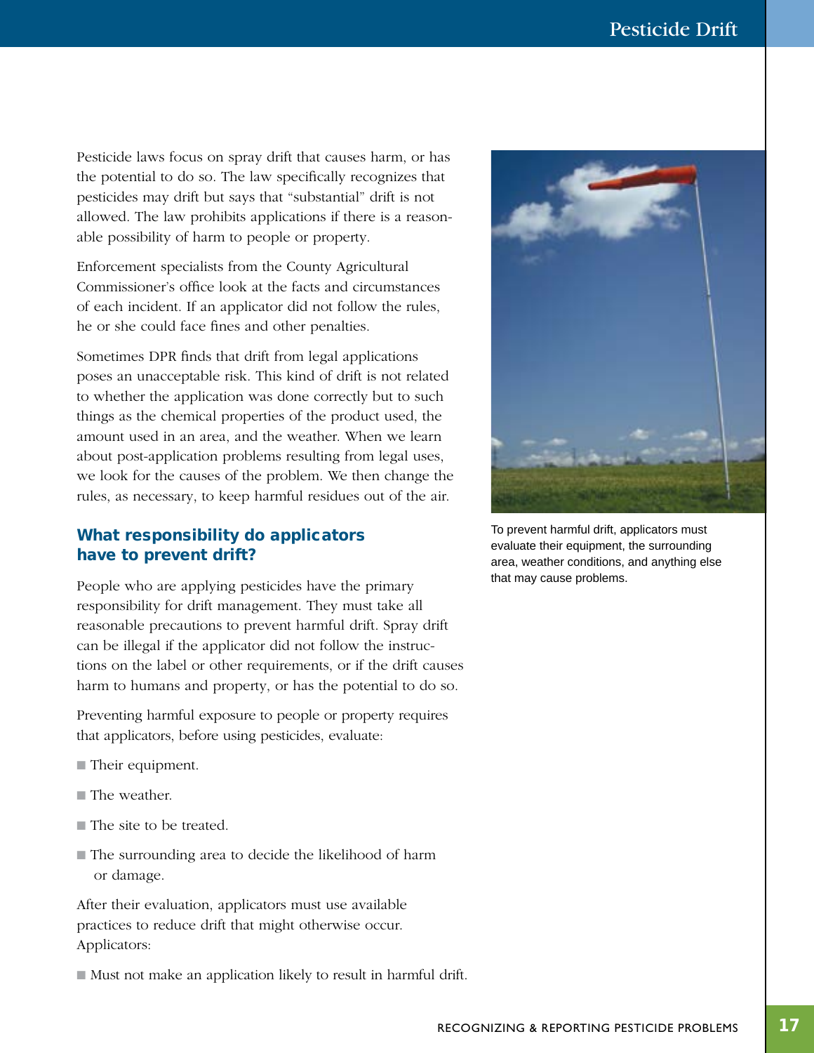Pesticide laws focus on spray drift that causes harm, or has the potential to do so. The law specifically recognizes that pesticides may drift but says that "substantial" drift is not allowed. The law prohibits applications if there is a reasonable possibility of harm to people or property.

Enforcement specialists from the County Agricultural Commissioner's office look at the facts and circumstances of each incident. If an applicator did not follow the rules, he or she could face fines and other penalties.

Sometimes DPR finds that drift from legal applications poses an unacceptable risk. This kind of drift is not related to whether the application was done correctly but to such things as the chemical properties of the product used, the amount used in an area, and the weather. When we learn about post-application problems resulting from legal uses, we look for the causes of the problem. We then change the rules, as necessary, to keep harmful residues out of the air.

## What responsibility do applicators have to prevent drift?

People who are applying pesticides have the primary responsibility for drift management. They must take all reasonable precautions to prevent harmful drift. Spray drift can be illegal if the applicator did not follow the instructions on the label or other requirements, or if the drift causes harm to humans and property, or has the potential to do so.

Preventing harmful exposure to people or property requires that applicators, before using pesticides, evaluate:

- Their equipment.
- The weather.
- The site to be treated.
- The surrounding area to decide the likelihood of harm or damage.

After their evaluation, applicators must use available practices to reduce drift that might otherwise occur. Applicators:

- Must not make an application likely to result in harmful drift.

To prevent harmful drift, applicators must evaluate their equipment, the surrounding area, weather conditions, and anything else that may cause problems.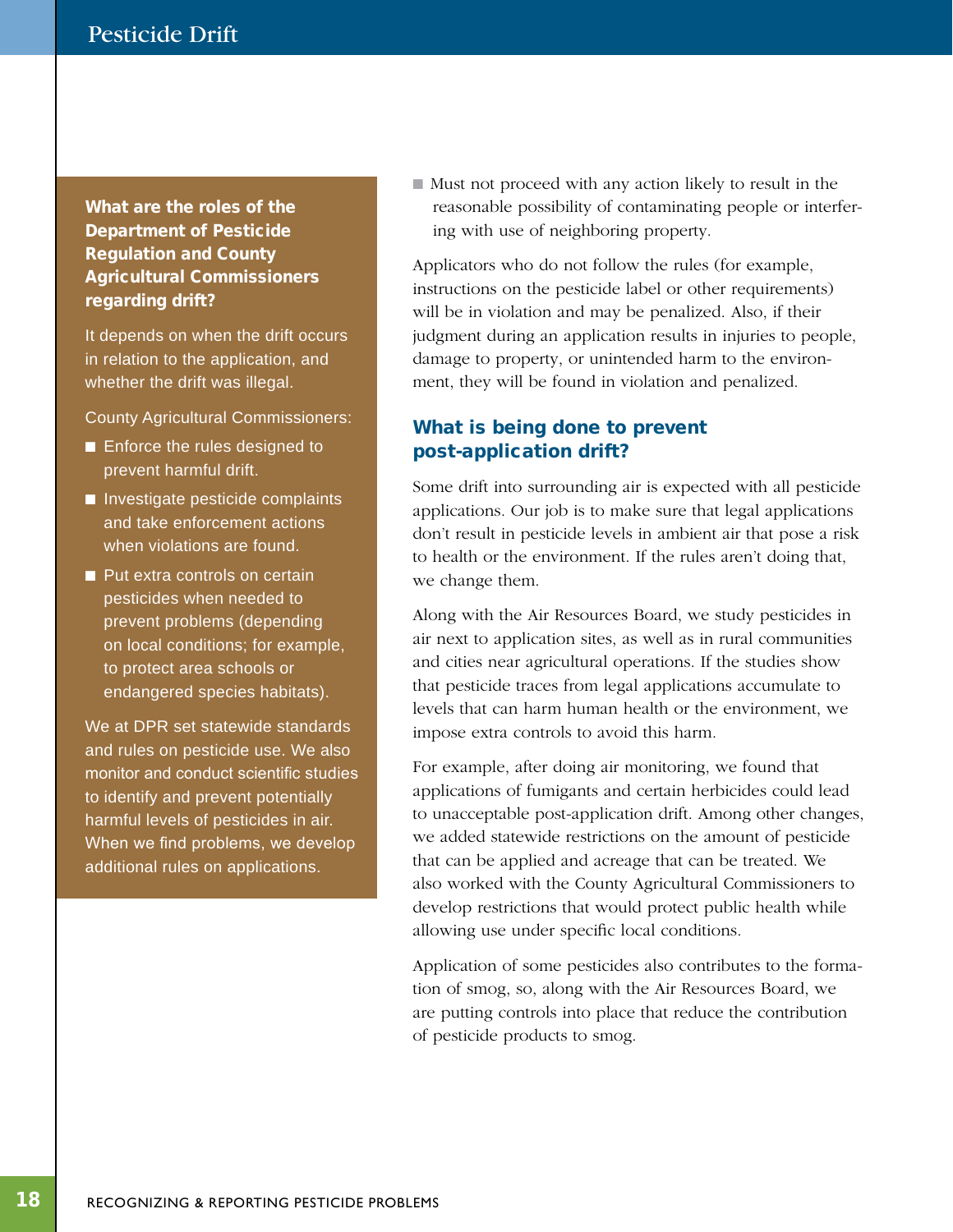## What are the roles of the Department of Pesticide Regulation and County Agricultural Commissioners regarding drift?

It depends on when the drift occurs in relation to the application, and whether the drift was illegal.

County Agricultural Commissioners:

- Enforce the rules designed to prevent harmful drift.
- Investigate pesticide complaints and take enforcement actions when violations are found.
- Put extra controls on certain pesticides when needed to prevent problems (depending on local conditions; for example, to protect area schools or endangered species habitats).

We at DPR set statewide standards and rules on pesticide use. We also monitor and conduct scientific studies to identify and prevent potentially harmful levels of pesticides in air. When we find problems, we develop additional rules on applications.

- Must not proceed with any action likely to result in the reasonable possibility of contaminating people or interfering with use of neighboring property.

Applicators who do not follow the rules (for example, instructions on the pesticide label or other requirements) will be in violation and may be penalized. Also, if their judgment during an application results in injuries to people, damage to property, or unintended harm to the environment, they will be found in violation and penalized.

## What is being done to prevent post-application drift?

Some drift into surrounding air is expected with all pesticide applications. Our job is to make sure that legal applications don't result in pesticide levels in ambient air that pose a risk to health or the environment. If the rules aren't doing that, we change them.

Along with the Air Resources Board, we study pesticides in air next to application sites, as well as in rural communities and cities near agricultural operations. If the studies show that pesticide traces from legal applications accumulate to levels that can harm human health or the environment, we impose extra controls to avoid this harm.

For example, after doing air monitoring, we found that applications of fumigants and certain herbicides could lead to unacceptable post-application drift. Among other changes, we added statewide restrictions on the amount of pesticide that can be applied and acreage that can be treated. We also worked with the County Agricultural Commissioners to develop restrictions that would protect public health while allowing use under specific local conditions.

Application of some pesticides also contributes to the formation of smog, so, along with the Air Resources Board, we are putting controls into place that reduce the contribution of pesticide products to smog.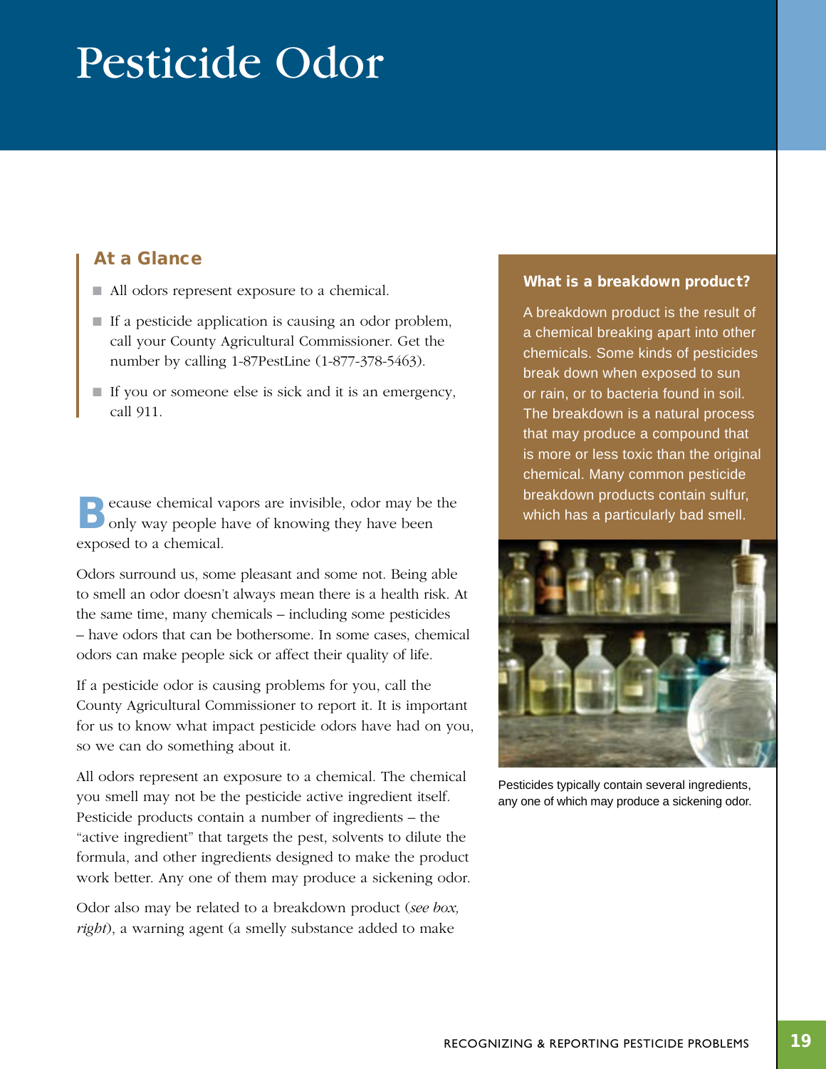# Pesticide Odor

## At a Glance

- All odors represent exposure to a chemical.
- If a pesticide application is causing an odor problem, call your County Agricultural Commissioner. Get the number by calling 1-87PestLine (1-877-378-5463).
- If you or someone else is sick and it is an emergency, call 911.

Because chemical vapors are invisible, odor may be the only way people have of knowing they have been exposed to a chemical.

Odors surround us, some pleasant and some not. Being able to smell an odor doesn't always mean there is a health risk. At the same time, many chemicals – including some pesticides – have odors that can be bothersome. In some cases, chemical odors can make people sick or affect their quality of life.

If a pesticide odor is causing problems for you, call the County Agricultural Commissioner to report it. It is important for us to know what impact pesticide odors have had on you, so we can do something about it.

All odors represent an exposure to a chemical. The chemical you smell may not be the pesticide active ingredient itself. Pesticide products contain a number of ingredients – the "active ingredient" that targets the pest, solvents to dilute the formula, and other ingredients designed to make the product work better. Any one of them may produce a sickening odor.

Odor also may be related to a breakdown product (*see box, right*), a warning agent (a smelly substance added to make

### What is a breakdown product?

A breakdown product is the result of a chemical breaking apart into other chemicals. Some kinds of pesticides break down when exposed to sun or rain, or to bacteria found in soil. The breakdown is a natural process that may produce a compound that is more or less toxic than the original chemical. Many common pesticide breakdown products contain sulfur, which has a particularly bad smell.

Pesticides typically contain several ingredients, any one of which may produce a sickening odor.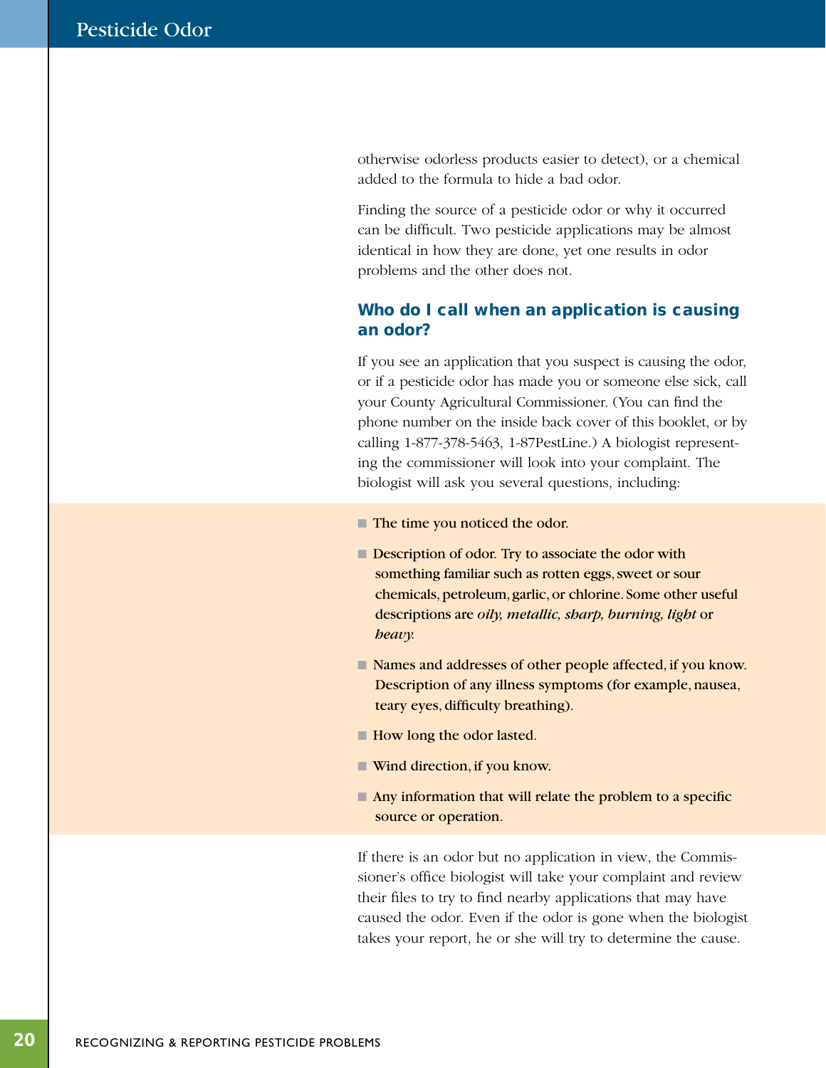otherwise odorless products easier to detect), or a chemical added to the formula to hide a bad odor.

Finding the source of a pesticide odor or why it occurred can be difficult. Two pesticide applications may be almost identical in how they are done, yet one results in odor problems and the other does not.

### Who do I call when an application is causing an odor?

If you see an application that you suspect is causing the odor, or if a pesticide odor has made you or someone else sick, call your County Agricultural Commissioner. (You can find the phone number on the inside back cover of this booklet, or by calling 1-877-378-5463, 1-87PestLine.) A biologist representing the commissioner will look into your complaint. The biologist will ask you several questions, including:

- The time you noticed the odor.
- Description of odor. Try to associate the odor with something familiar such as rotten eggs, sweet or sour chemicals, petroleum, garlic, or chlorine. Some other useful descriptions are *oily, metallic, sharp, burning, light* or *heavy.*
- Names and addresses of other people affected, if you know. Description of any illness symptoms (for example, nausea, teary eyes, difficulty breathing).
- How long the odor lasted.
- Wind direction, if you know.
- Any information that will relate the problem to a specific source or operation.

If there is an odor but no application in view, the Commissioner's office biologist will take your complaint and review their files to try to find nearby applications that may have caused the odor. Even if the odor is gone when the biologist takes your report, he or she will try to determine the cause.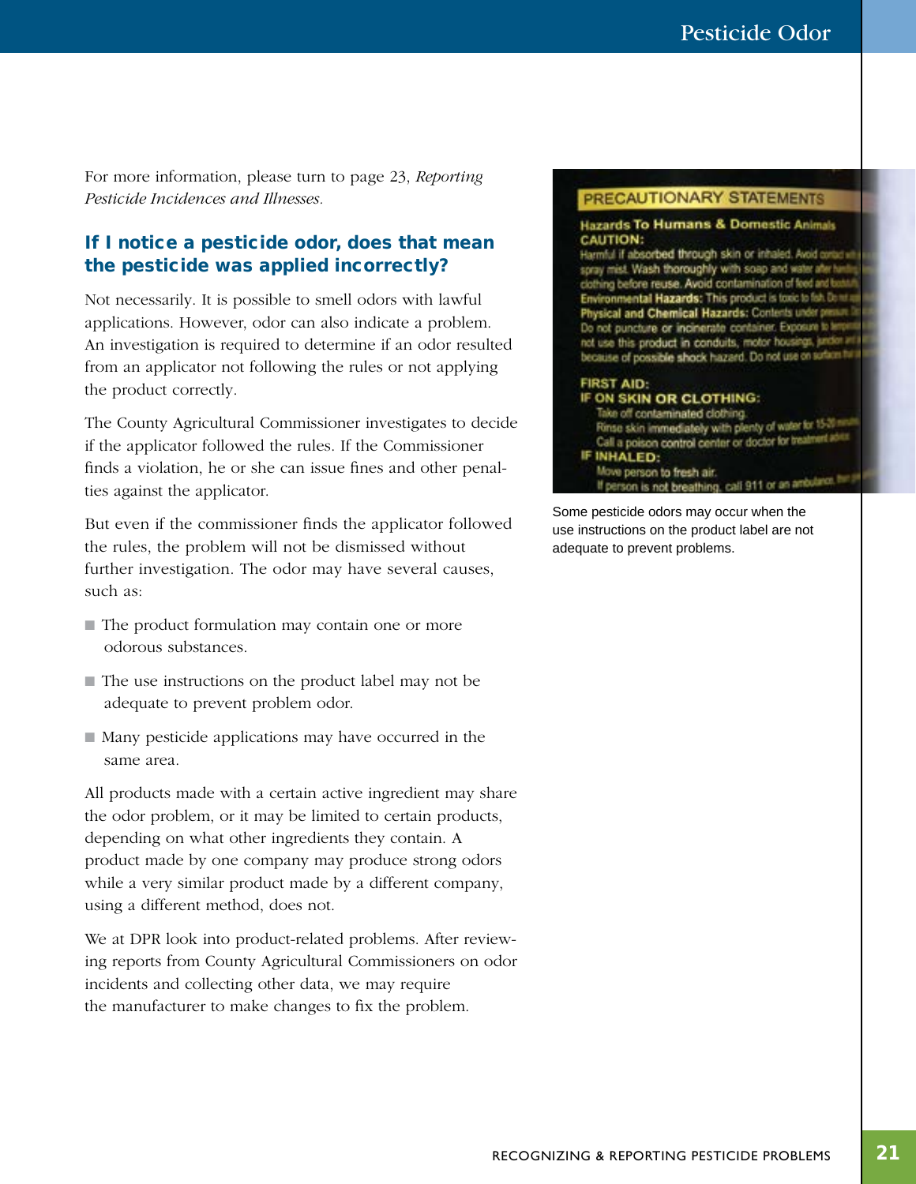For more information, please turn to page 23, *Reporting Pesticide Incidences and Illnesses.*

### If I notice a pesticide odor, does that mean the pesticide was applied incorrectly?

Not necessarily. It is possible to smell odors with lawful applications. However, odor can also indicate a problem. An investigation is required to determine if an odor resulted from an applicator not following the rules or not applying the product correctly.

The County Agricultural Commissioner investigates to decide if the applicator followed the rules. If the Commissioner finds a violation, he or she can issue fines and other penalties against the applicator.

But even if the commissioner finds the applicator followed the rules, the problem will not be dismissed without further investigation. The odor may have several causes, such as:

- The product formulation may contain one or more odorous substances.
- The use instructions on the product label may not be adequate to prevent problem odor.
- Many pesticide applications may have occurred in the same area.

All products made with a certain active ingredient may share the odor problem, or it may be limited to certain products, depending on what other ingredients they contain. A product made by one company may produce strong odors while a very similar product made by a different company, using a different method, does not.

We at DPR look into product-related problems. After reviewing reports from County Agricultural Commissioners on odor incidents and collecting other data, we may require the manufacturer to make changes to fix the problem.

Some pesticide odors may occur when the use instructions on the product label are not adequate to prevent problems.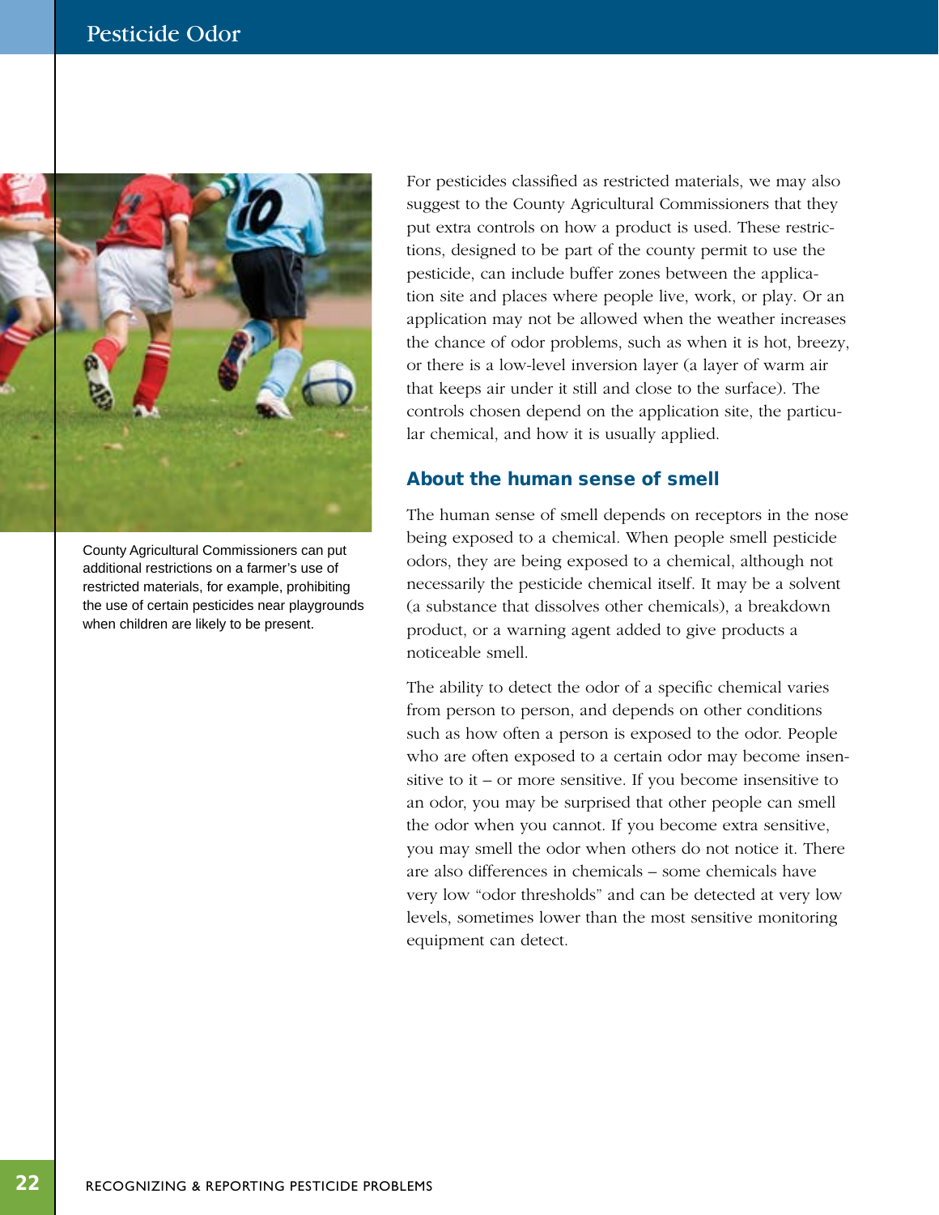For pesticides classified as restricted materials, we may also suggest to the County Agricultural Commissioners that they put extra controls on how a product is used. These restrictions, designed to be part of the county permit to use the pesticide, can include buffer zones between the application site and places where people live, work, or play. Or an application may not be allowed when the weather increases the chance of odor problems, such as when it is hot, breezy, or there is a low-level inversion layer (a layer of warm air that keeps air under it still and close to the surface). The controls chosen depend on the application site, the particular chemical, and how it is usually applied.

County Agricultural Commissioners can put additional restrictions on a farmer's use of restricted materials, for example, prohibiting the use of certain pesticides near playgrounds when children are likely to be present.

## About the human sense of smell

The human sense of smell depends on receptors in the nose being exposed to a chemical. When people smell pesticide odors, they are being exposed to a chemical, although not necessarily the pesticide chemical itself. It may be a solvent (a substance that dissolves other chemicals), a breakdown product, or a warning agent added to give products a noticeable smell.

The ability to detect the odor of a specific chemical varies from person to person, and depends on other conditions such as how often a person is exposed to the odor. People who are often exposed to a certain odor may become insensitive to it – or more sensitive. If you become insensitive to an odor, you may be surprised that other people can smell the odor when you cannot. If you become extra sensitive, you may smell the odor when others do not notice it. There are also differences in chemicals – some chemicals have very low "odor thresholds" and can be detected at very low levels, sometimes lower than the most sensitive monitoring equipment can detect.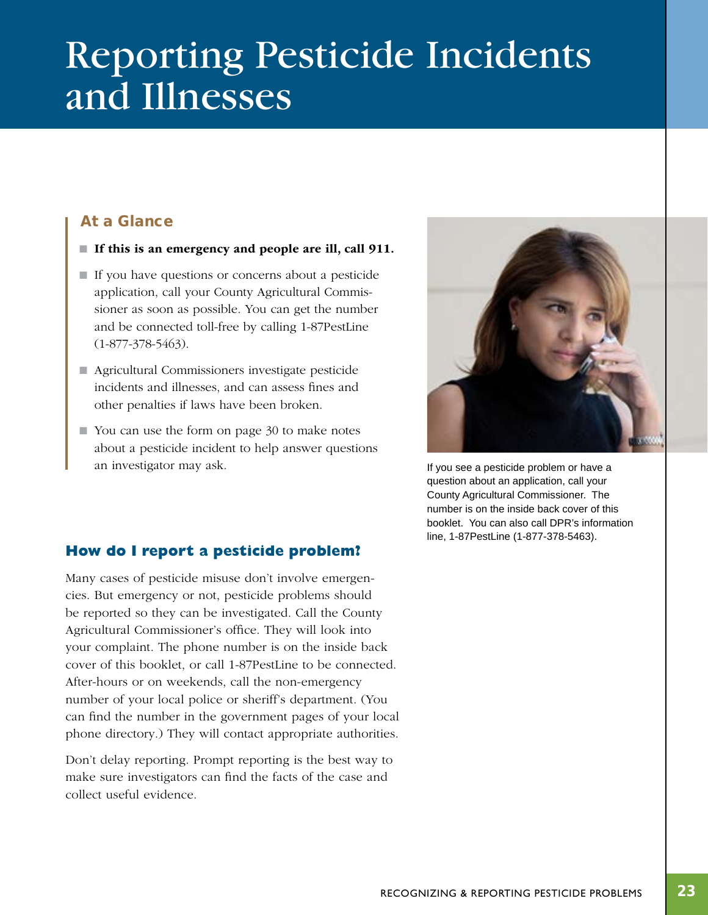# Reporting Pesticide Incidents and Illnesses

## At a Glance

- **If this is an emergency and people are ill, call 911.**
- If you have questions or concerns about a pesticide application, call your County Agricultural Commissioner as soon as possible. You can get the number and be connected toll-free by calling 1-87PestLine (1-877-378-5463).
- Agricultural Commissioners investigate pesticide incidents and illnesses, and can assess fines and other penalties if laws have been broken.
- You can use the form on page 30 to make notes about a pesticide incident to help answer questions an investigator may ask.

If you see a pesticide problem or have a question about an application, call your County Agricultural Commissioner. The number is on the inside back cover of this booklet. You can also call DPR's information line, 1-87PestLine (1-877-378-5463).

### How do I report a pesticide problem?

Many cases of pesticide misuse don't involve emergencies. But emergency or not, pesticide problems should be reported so they can be investigated. Call the County Agricultural Commissioner's office. They will look into your complaint. The phone number is on the inside back cover of this booklet, or call 1-87PestLine to be connected. After-hours or on weekends, call the non-emergency number of your local police or sheriff's department. (You can find the number in the government pages of your local phone directory.) They will contact appropriate authorities.

Don't delay reporting. Prompt reporting is the best way to make sure investigators can find the facts of the case and collect useful evidence.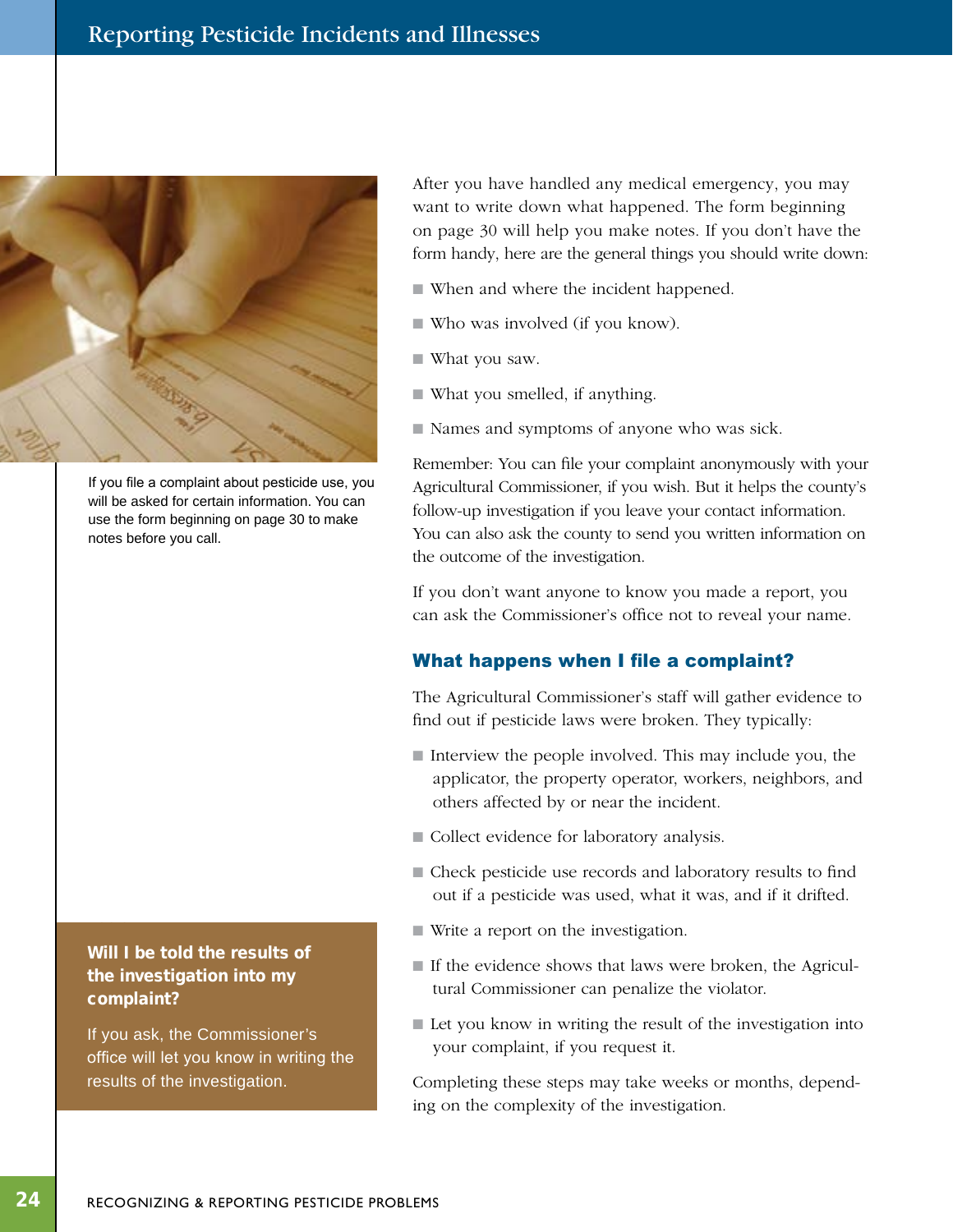If you file a complaint about pesticide use, you will be asked for certain information. You can use the form beginning on page 30 to make notes before you call.

After you have handled any medical emergency, you may want to write down what happened. The form beginning on page 30 will help you make notes. If you don't have the form handy, here are the general things you should write down:

- When and where the incident happened.
- Who was involved (if you know).
- What you saw.
- What you smelled, if anything.
- Names and symptoms of anyone who was sick.

Remember: You can file your complaint anonymously with your Agricultural Commissioner, if you wish. But it helps the county's follow-up investigation if you leave your contact information. You can also ask the county to send you written information on the outcome of the investigation.

If you don't want anyone to know you made a report, you can ask the Commissioner's office not to reveal your name.

### What happens when I file a complaint?

The Agricultural Commissioner's staff will gather evidence to find out if pesticide laws were broken. They typically:

- Interview the people involved. This may include you, the applicator, the property operator, workers, neighbors, and others affected by or near the incident.
- Collect evidence for laboratory analysis.
- Check pesticide use records and laboratory results to find out if a pesticide was used, what it was, and if it drifted.
- Write a report on the investigation.
- If the evidence shows that laws were broken, the Agricultural Commissioner can penalize the violator.
- Let you know in writing the result of the investigation into your complaint, if you request it.

Completing these steps may take weeks or months, depending on the complexity of the investigation.

**Will I be told the results of the investigation into my complaint?**

If you ask, the Commissioner's office will let you know in writing the results of the investigation.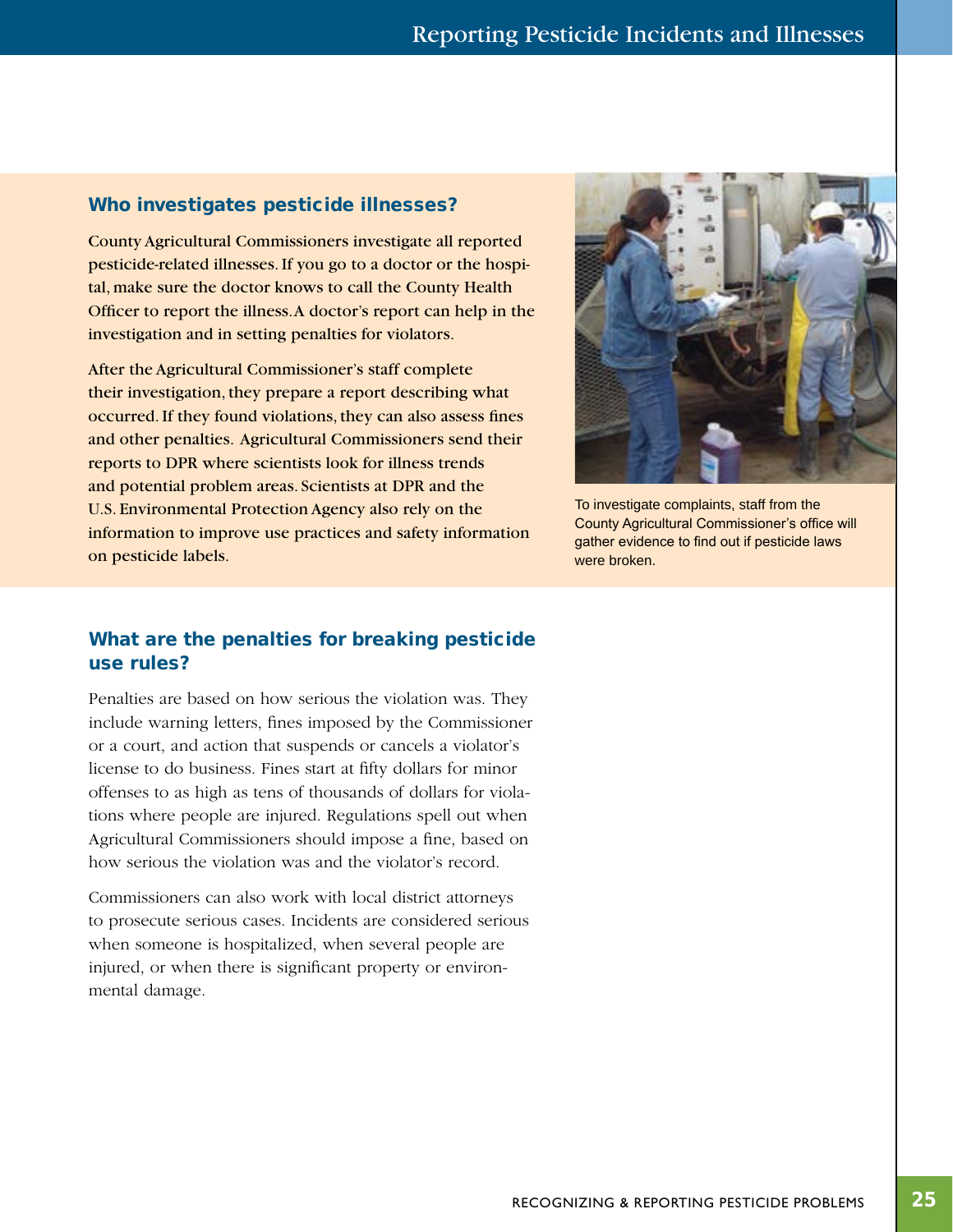## Who investigates pesticide illnesses?

County Agricultural Commissioners investigate all reported pesticide-related illnesses. If you go to a doctor or the hospital, make sure the doctor knows to call the County Health Officer to report the illness. A doctor's report can help in the investigation and in setting penalties for violators.

After the Agricultural Commissioner's staff complete their investigation, they prepare a report describing what occurred. If they found violations, they can also assess fines and other penalties. Agricultural Commissioners send their reports to DPR where scientists look for illness trends and potential problem areas. Scientists at DPR and the U.S. Environmental Protection Agency also rely on the information to improve use practices and safety information on pesticide labels.

To investigate complaints, staff from the County Agricultural Commissioner's office will gather evidence to find out if pesticide laws were broken.

## What are the penalties for breaking pesticide use rules?

Penalties are based on how serious the violation was. They include warning letters, fines imposed by the Commissioner or a court, and action that suspends or cancels a violator's license to do business. Fines start at fifty dollars for minor offenses to as high as tens of thousands of dollars for violations where people are injured. Regulations spell out when Agricultural Commissioners should impose a fine, based on how serious the violation was and the violator's record.

Commissioners can also work with local district attorneys to prosecute serious cases. Incidents are considered serious when someone is hospitalized, when several people are injured, or when there is significant property or environmental damage.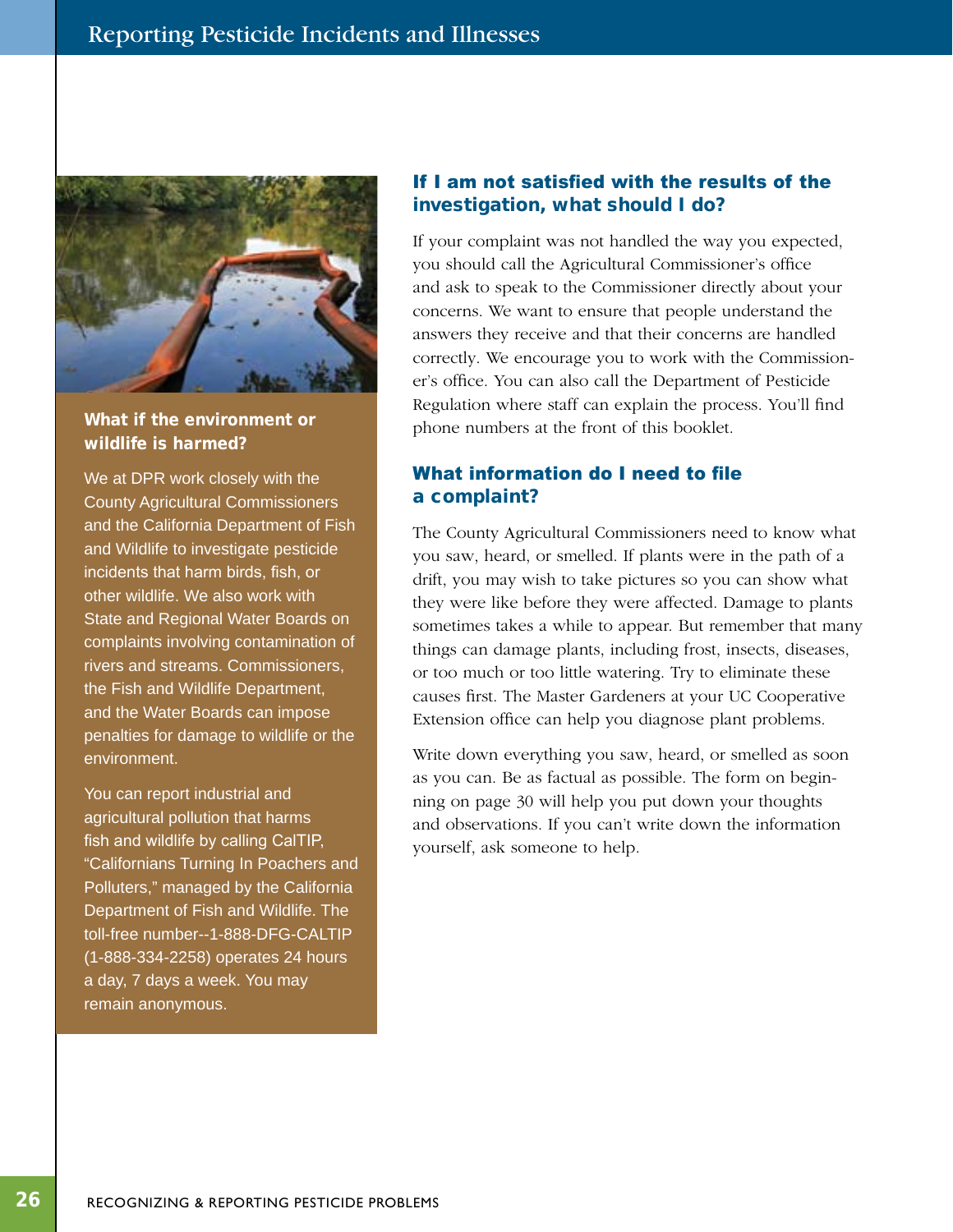### What if the environment or wildlife is harmed?

We at DPR work closely with the County Agricultural Commissioners and the California Department of Fish and Wildlife to investigate pesticide incidents that harm birds, fish, or other wildlife. We also work with State and Regional Water Boards on complaints involving contamination of rivers and streams. Commissioners, the Fish and Wildlife Department, and the Water Boards can impose penalties for damage to wildlife or the environment.

You can report industrial and agricultural pollution that harms fish and wildlife by calling CalTIP, "Californians Turning In Poachers and Polluters," managed by the California Department of Fish and Wildlife. The toll-free number--1-888-DFG-CALTIP (1-888-334-2258) operates 24 hours a day, 7 days a week. You may remain anonymous.

## If I am not satisfied with the results of the investigation, what should I do?

If your complaint was not handled the way you expected, you should call the Agricultural Commissioner's office and ask to speak to the Commissioner directly about your concerns. We want to ensure that people understand the answers they receive and that their concerns are handled correctly. We encourage you to work with the Commissioner's office. You can also call the Department of Pesticide Regulation where staff can explain the process. You'll find phone numbers at the front of this booklet.

## What information do I need to file a complaint?

The County Agricultural Commissioners need to know what you saw, heard, or smelled. If plants were in the path of a drift, you may wish to take pictures so you can show what they were like before they were affected. Damage to plants sometimes takes a while to appear. But remember that many things can damage plants, including frost, insects, diseases, or too much or too little watering. Try to eliminate these causes first. The Master Gardeners at your UC Cooperative Extension office can help you diagnose plant problems.

Write down everything you saw, heard, or smelled as soon as you can. Be as factual as possible. The form on beginning on page 30 will help you put down your thoughts and observations. If you can't write down the information yourself, ask someone to help.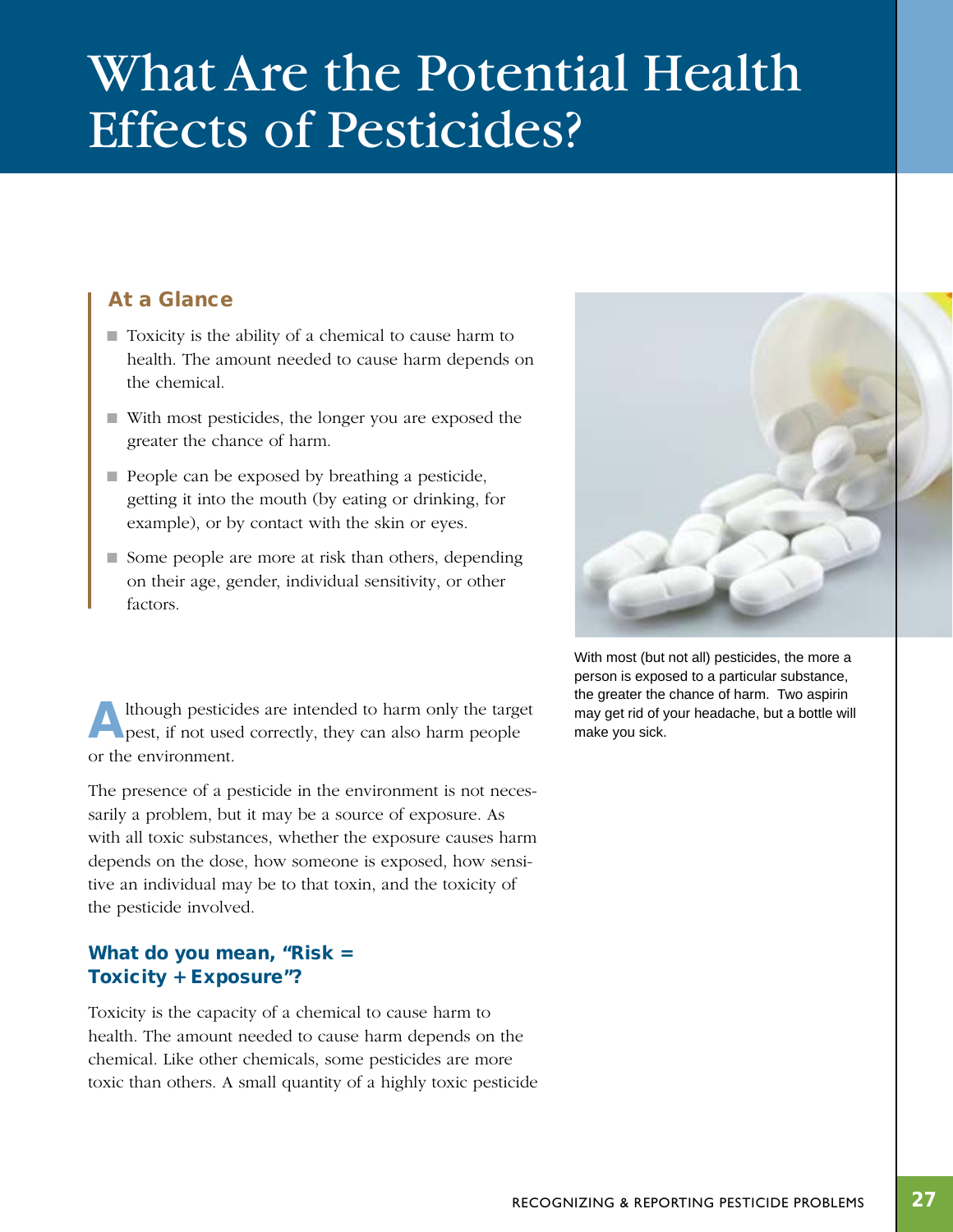# What Are the Potential Health Effects of Pesticides?

## At a Glance

- Toxicity is the ability of a chemical to cause harm to health. The amount needed to cause harm depends on the chemical.
- With most pesticides, the longer you are exposed the greater the chance of harm.
- People can be exposed by breathing a pesticide, getting it into the mouth (by eating or drinking, for example), or by contact with the skin or eyes.
- Some people are more at risk than others, depending on their age, gender, individual sensitivity, or other factors.

With most (but not all) pesticides, the more a person is exposed to a particular substance, the greater the chance of harm. Two aspirin may get rid of your headache, but a bottle will make you sick.

Although pesticides are intended to harm only the target pest, if not used correctly, they can also harm people or the environment.

The presence of a pesticide in the environment is not necessarily a problem, but it may be a source of exposure. As with all toxic substances, whether the exposure causes harm depends on the dose, how someone is exposed, how sensitive an individual may be to that toxin, and the toxicity of the pesticide involved.

### What do you mean, "Risk = Toxicity + Exposure"?

Toxicity is the capacity of a chemical to cause harm to health. The amount needed to cause harm depends on the chemical. Like other chemicals, some pesticides are more toxic than others. A small quantity of a highly toxic pesticide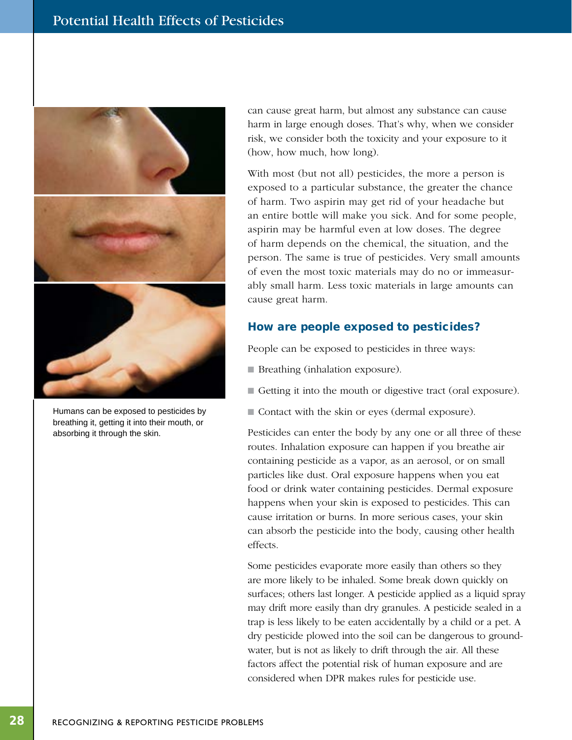Humans can be exposed to pesticides by breathing it, getting it into their mouth, or absorbing it through the skin.

can cause great harm, but almost any substance can cause harm in large enough doses. That's why, when we consider risk, we consider both the toxicity and your exposure to it (how, how much, how long).

With most (but not all) pesticides, the more a person is exposed to a particular substance, the greater the chance of harm. Two aspirin may get rid of your headache but an entire bottle will make you sick. And for some people, aspirin may be harmful even at low doses. The degree of harm depends on the chemical, the situation, and the person. The same is true of pesticides. Very small amounts of even the most toxic materials may do no or immeasurably small harm. Less toxic materials in large amounts can cause great harm.

### How are people exposed to pesticides?

People can be exposed to pesticides in three ways:

- Breathing (inhalation exposure).
- Getting it into the mouth or digestive tract (oral exposure).
- Contact with the skin or eyes (dermal exposure).

Pesticides can enter the body by any one or all three of these routes. Inhalation exposure can happen if you breathe air containing pesticide as a vapor, as an aerosol, or on small particles like dust. Oral exposure happens when you eat food or drink water containing pesticides. Dermal exposure happens when your skin is exposed to pesticides. This can cause irritation or burns. In more serious cases, your skin can absorb the pesticide into the body, causing other health effects.

Some pesticides evaporate more easily than others so they are more likely to be inhaled. Some break down quickly on surfaces; others last longer. A pesticide applied as a liquid spray may drift more easily than dry granules. A pesticide sealed in a trap is less likely to be eaten accidentally by a child or a pet. A dry pesticide plowed into the soil can be dangerous to groundwater, but is not as likely to drift through the air. All these factors affect the potential risk of human exposure and are considered when DPR makes rules for pesticide use.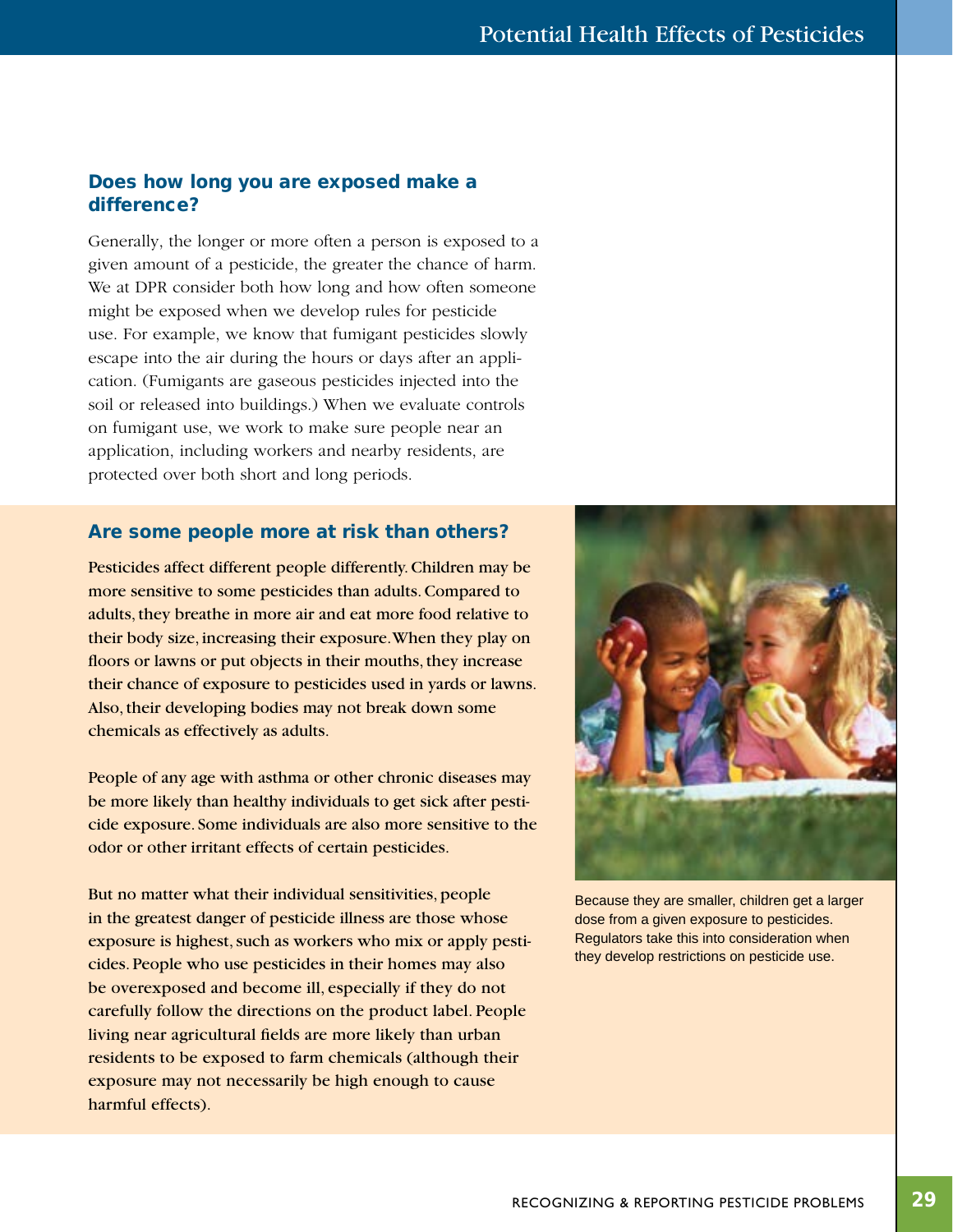### Does how long you are exposed make a difference?

Generally, the longer or more often a person is exposed to a given amount of a pesticide, the greater the chance of harm. We at DPR consider both how long and how often someone might be exposed when we develop rules for pesticide use. For example, we know that fumigant pesticides slowly escape into the air during the hours or days after an application. (Fumigants are gaseous pesticides injected into the soil or released into buildings.) When we evaluate controls on fumigant use, we work to make sure people near an application, including workers and nearby residents, are protected over both short and long periods.

### Are some people more at risk than others?

Pesticides affect different people differently. Children may be more sensitive to some pesticides than adults. Compared to adults, they breathe in more air and eat more food relative to their body size, increasing their exposure. When they play on floors or lawns or put objects in their mouths, they increase their chance of exposure to pesticides used in yards or lawns. Also, their developing bodies may not break down some chemicals as effectively as adults.

People of any age with asthma or other chronic diseases may be more likely than healthy individuals to get sick after pesticide exposure. Some individuals are also more sensitive to the odor or other irritant effects of certain pesticides.

But no matter what their individual sensitivities, people in the greatest danger of pesticide illness are those whose exposure is highest, such as workers who mix or apply pesticides. People who use pesticides in their homes may also be overexposed and become ill, especially if they do not carefully follow the directions on the product label. People living near agricultural fields are more likely than urban residents to be exposed to farm chemicals (although their exposure may not necessarily be high enough to cause harmful effects).

Because they are smaller, children get a larger dose from a given exposure to pesticides. Regulators take this into consideration when they develop restrictions on pesticide use.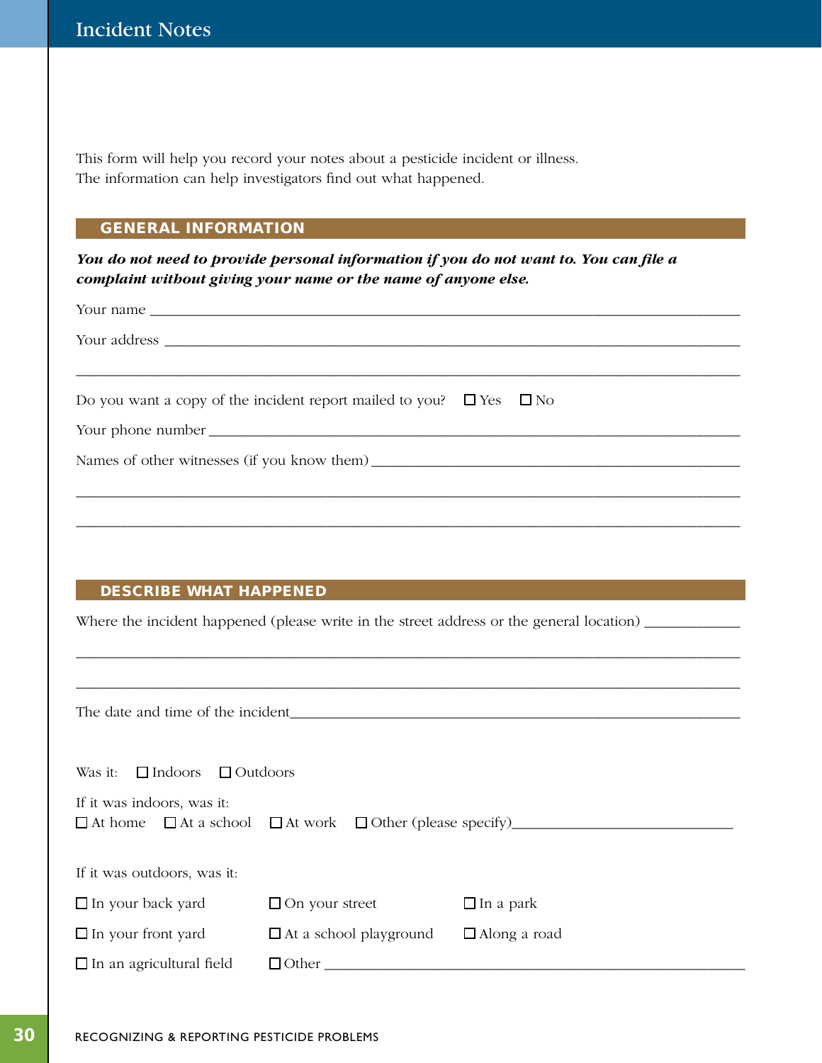# Incident Notes

This form will help you record your notes about a pesticide incident or illness.
The information can help investigators find out what happened.

## GENERAL INFORMATION

***You do not need to provide personal information if you do not want to. You can file a complaint without giving your name or the name of anyone else.***

Your name ___________________________________________________________________________

Your address _________________________________________________________________________

_____________________________________________________________________________________

Do you want a copy of the incident report mailed to you? ☐ Yes ☐ No

Your phone number ____________________________________________________________________

Names of other witnesses (if you know them) _______________________________________________

_____________________________________________________________________________________

_____________________________________________________________________________________

## DESCRIBE WHAT HAPPENED

Where the incident happened (please write in the street address or the general location) ____________

_____________________________________________________________________________________

_____________________________________________________________________________________

The date and time of the incident_____________________________________________________________

Was it: ☐ Indoors ☐ Outdoors

If it was indoors, was it:
☐ At home ☐ At a school ☐ At work ☐ Other (please specify)______________________________

If it was outdoors, was it:

☐ In your back yard ☐ On your street ☐ In a park

☐ In your front yard ☐ At a school playground ☐ Along a road

☐ In an agricultural field ☐ Other ____________________________________________________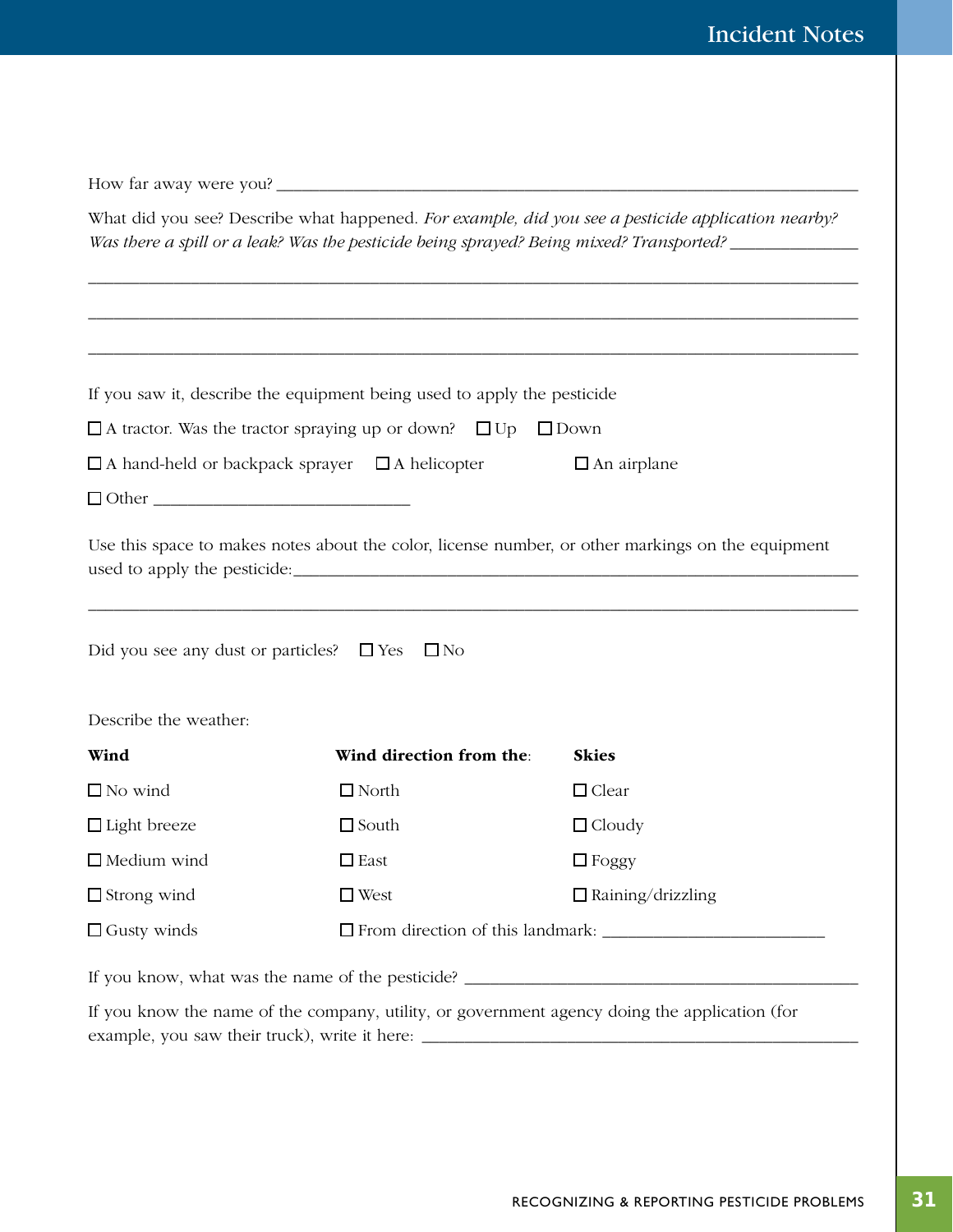How far away were you? ______________________________________________

What did you see? Describe what happened. *For example, did you see a pesticide application nearby? Was there a spill or a leak? Was the pesticide being sprayed? Being mixed? Transported?* ______________

______________________________________________________________________

______________________________________________________________________

______________________________________________________________________

If you saw it, describe the equipment being used to apply the pesticide

☐ A tractor. Was the tractor spraying up or down? ☐ Up ☐ Down

☐ A hand-held or backpack sprayer ☐ A helicopter ☐ An airplane

☐ Other ______________________

Use this space to makes notes about the color, license number, or other markings on the equipment used to apply the pesticide: ______________________________________________

______________________________________________________________________

Did you see any dust or particles? ☐ Yes ☐ No

Describe the weather:

| **Wind** | **Wind direction from the**: | **Skies** |
|---|---|---|
| ☐ No wind | ☐ North | ☐ Clear |
| ☐ Light breeze | ☐ South | ☐ Cloudy |
| ☐ Medium wind | ☐ East | ☐ Foggy |
| ☐ Strong wind | ☐ West | ☐ Raining/drizzling |
| ☐ Gusty winds | ☐ From direction of this landmark: ____________________ | |

If you know, what was the name of the pesticide? ______________________________

If you know the name of the company, utility, or government agency doing the application (for example, you saw their truck), write it here: ______________________________________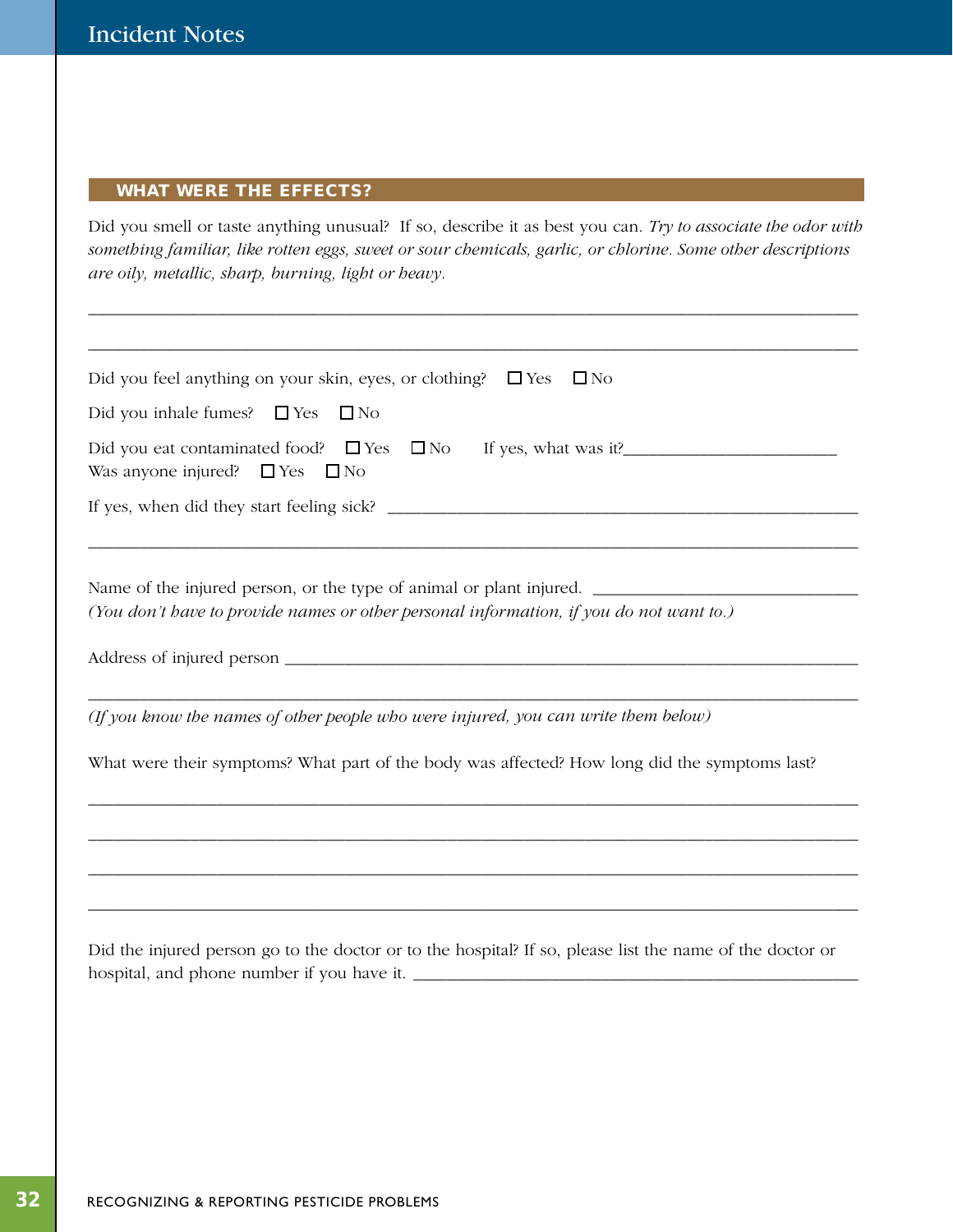# Incident Notes

## WHAT WERE THE EFFECTS?

Did you smell or taste anything unusual? If so, describe it as best you can. *Try to associate the odor with something familiar, like rotten eggs, sweet or sour chemicals, garlic, or chlorine. Some other descriptions are oily, metallic, sharp, burning, light or heavy.*

\_\_\_\_\_\_\_\_\_\_\_\_\_\_\_\_\_\_\_\_\_\_\_\_\_\_\_\_\_\_\_\_\_\_\_\_\_\_\_\_\_\_\_\_\_\_\_\_\_\_\_\_\_\_\_\_\_\_\_\_\_\_\_\_\_\_\_\_\_\_\_\_

\_\_\_\_\_\_\_\_\_\_\_\_\_\_\_\_\_\_\_\_\_\_\_\_\_\_\_\_\_\_\_\_\_\_\_\_\_\_\_\_\_\_\_\_\_\_\_\_\_\_\_\_\_\_\_\_\_\_\_\_\_\_\_\_\_\_\_\_\_\_\_\_

Did you feel anything on your skin, eyes, or clothing? ☐ Yes ☐ No

Did you inhale fumes? ☐ Yes ☐ No

Did you eat contaminated food? ☐ Yes ☐ No If yes, what was it?\_\_\_\_\_\_\_\_\_\_\_\_\_\_\_\_\_\_\_\_\_\_\_\_\_

Was anyone injured? ☐ Yes ☐ No

If yes, when did they start feeling sick? \_\_\_\_\_\_\_\_\_\_\_\_\_\_\_\_\_\_\_\_\_\_\_\_\_\_\_\_\_\_\_\_\_\_\_\_\_\_\_\_\_\_\_\_\_\_\_\_\_\_\_

\_\_\_\_\_\_\_\_\_\_\_\_\_\_\_\_\_\_\_\_\_\_\_\_\_\_\_\_\_\_\_\_\_\_\_\_\_\_\_\_\_\_\_\_\_\_\_\_\_\_\_\_\_\_\_\_\_\_\_\_\_\_\_\_\_\_\_\_\_\_\_\_

Name of the injured person, or the type of animal or plant injured. \_\_\_\_\_\_\_\_\_\_\_\_\_\_\_\_\_\_\_\_\_\_\_\_\_\_\_\_\_\_
*(You don't have to provide names or other personal information, if you do not want to.)*

Address of injured person \_\_\_\_\_\_\_\_\_\_\_\_\_\_\_\_\_\_\_\_\_\_\_\_\_\_\_\_\_\_\_\_\_\_\_\_\_\_\_\_\_\_\_\_\_\_\_\_\_\_\_\_\_\_\_\_\_\_\_\_\_\_\_

\_\_\_\_\_\_\_\_\_\_\_\_\_\_\_\_\_\_\_\_\_\_\_\_\_\_\_\_\_\_\_\_\_\_\_\_\_\_\_\_\_\_\_\_\_\_\_\_\_\_\_\_\_\_\_\_\_\_\_\_\_\_\_\_\_\_\_\_\_\_\_\_

*(If you know the names of other people who were injured, you can write them below)*

What were their symptoms? What part of the body was affected? How long did the symptoms last?

\_\_\_\_\_\_\_\_\_\_\_\_\_\_\_\_\_\_\_\_\_\_\_\_\_\_\_\_\_\_\_\_\_\_\_\_\_\_\_\_\_\_\_\_\_\_\_\_\_\_\_\_\_\_\_\_\_\_\_\_\_\_\_\_\_\_\_\_\_\_\_\_

\_\_\_\_\_\_\_\_\_\_\_\_\_\_\_\_\_\_\_\_\_\_\_\_\_\_\_\_\_\_\_\_\_\_\_\_\_\_\_\_\_\_\_\_\_\_\_\_\_\_\_\_\_\_\_\_\_\_\_\_\_\_\_\_\_\_\_\_\_\_\_\_

\_\_\_\_\_\_\_\_\_\_\_\_\_\_\_\_\_\_\_\_\_\_\_\_\_\_\_\_\_\_\_\_\_\_\_\_\_\_\_\_\_\_\_\_\_\_\_\_\_\_\_\_\_\_\_\_\_\_\_\_\_\_\_\_\_\_\_\_\_\_\_\_

\_\_\_\_\_\_\_\_\_\_\_\_\_\_\_\_\_\_\_\_\_\_\_\_\_\_\_\_\_\_\_\_\_\_\_\_\_\_\_\_\_\_\_\_\_\_\_\_\_\_\_\_\_\_\_\_\_\_\_\_\_\_\_\_\_\_\_\_\_\_\_\_

Did the injured person go to the doctor or to the hospital? If so, please list the name of the doctor or hospital, and phone number if you have it. \_\_\_\_\_\_\_\_\_\_\_\_\_\_\_\_\_\_\_\_\_\_\_\_\_\_\_\_\_\_\_\_\_\_\_\_\_\_\_\_\_\_\_\_\_\_\_\_\_\_\_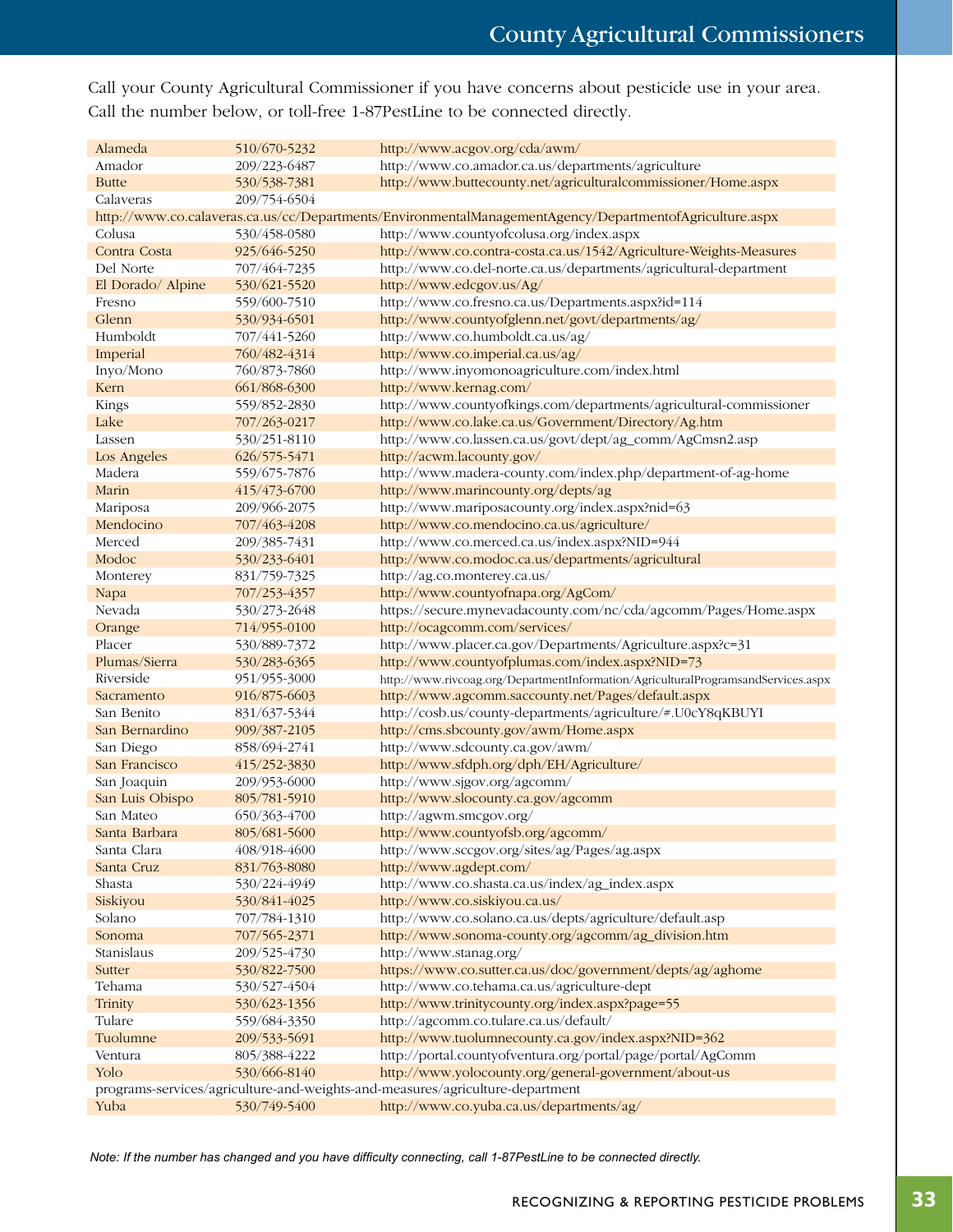# County Agricultural Commissioners

Call your County Agricultural Commissioner if you have concerns about pesticide use in your area. Call the number below, or toll-free 1-87PestLine to be connected directly.

| County | Phone | Website |
|---|---|---|
| Alameda | 510/670-5232 | http://www.acgov.org/cda/awm/ |
| Amador | 209/223-6487 | http://www.co.amador.ca.us/departments/agriculture |
| Butte | 530/538-7381 | http://www.buttecounty.net/agriculturalcommissioner/Home.aspx |
| Calaveras | 209/754-6504 | http://www.co.calaveras.ca.us/cc/Departments/EnvironmentalManagementAgency/DepartmentofAgriculture.aspx |
| Colusa | 530/458-0580 | http://www.countyofcolusa.org/index.aspx |
| Contra Costa | 925/646-5250 | http://www.co.contra-costa.ca.us/1542/Agriculture-Weights-Measures |
| Del Norte | 707/464-7235 | http://www.co.del-norte.ca.us/departments/agricultural-department |
| El Dorado/ Alpine | 530/621-5520 | http://www.edcgov.us/Ag/ |
| Fresno | 559/600-7510 | http://www.co.fresno.ca.us/Departments.aspx?id=114 |
| Glenn | 530/934-6501 | http://www.countyofglenn.net/govt/departments/ag/ |
| Humboldt | 707/441-5260 | http://www.co.humboldt.ca.us/ag/ |
| Imperial | 760/482-4314 | http://www.co.imperial.ca.us/ag/ |
| Inyo/Mono | 760/873-7860 | http://www.inyomonoagriculture.com/index.html |
| Kern | 661/868-6300 | http://www.kernag.com/ |
| Kings | 559/852-2830 | http://www.countyofkings.com/departments/agricultural-commissioner |
| Lake | 707/263-0217 | http://www.co.lake.ca.us/Government/Directory/Ag.htm |
| Lassen | 530/251-8110 | http://www.co.lassen.ca.us/govt/dept/ag_comm/AgCmsn2.asp |
| Los Angeles | 626/575-5471 | http://acwm.lacounty.gov/ |
| Madera | 559/675-7876 | http://www.madera-county.com/index.php/department-of-ag-home |
| Marin | 415/473-6700 | http://www.marincounty.org/depts/ag |
| Mariposa | 209/966-2075 | http://www.mariposacounty.org/index.aspx?nid=63 |
| Mendocino | 707/463-4208 | http://www.co.mendocino.ca.us/agriculture/ |
| Merced | 209/385-7431 | http://www.co.merced.ca.us/index.aspx?NID=944 |
| Modoc | 530/233-6401 | http://www.co.modoc.ca.us/departments/agricultural |
| Monterey | 831/759-7325 | http://ag.co.monterey.ca.us/ |
| Napa | 707/253-4357 | http://www.countyofnapa.org/AgCom/ |
| Nevada | 530/273-2648 | https://secure.mynevadacounty.com/nc/cda/agcomm/Pages/Home.aspx |
| Orange | 714/955-0100 | http://ocagcomm.com/services/ |
| Placer | 530/889-7372 | http://www.placer.ca.gov/Departments/Agriculture.aspx?c=31 |
| Plumas/Sierra | 530/283-6365 | http://www.countyofplumas.com/index.aspx?NID=73 |
| Riverside | 951/955-3000 | http://www.rivcoag.org/DepartmentInformation/AgriculturalProgramsandServices.aspx |
| Sacramento | 916/875-6603 | http://www.agcomm.saccounty.net/Pages/default.aspx |
| San Benito | 831/637-5344 | http://cosb.us/county-departments/agriculture/#.U0cY8qKBUYI |
| San Bernardino | 909/387-2105 | http://cms.sbcounty.gov/awm/Home.aspx |
| San Diego | 858/694-2741 | http://www.sdcounty.ca.gov/awm/ |
| San Francisco | 415/252-3830 | http://www.sfdph.org/dph/EH/Agriculture/ |
| San Joaquin | 209/953-6000 | http://www.sjgov.org/agcomm/ |
| San Luis Obispo | 805/781-5910 | http://www.slocounty.ca.gov/agcomm |
| San Mateo | 650/363-4700 | http://agwm.smcgov.org/ |
| Santa Barbara | 805/681-5600 | http://www.countyofsb.org/agcomm/ |
| Santa Clara | 408/918-4600 | http://www.sccgov.org/sites/ag/Pages/ag.aspx |
| Santa Cruz | 831/763-8080 | http://www.agdept.com/ |
| Shasta | 530/224-4949 | http://www.co.shasta.ca.us/index/ag_index.aspx |
| Siskiyou | 530/841-4025 | http://www.co.siskiyou.ca.us/ |
| Solano | 707/784-1310 | http://www.co.solano.ca.us/depts/agriculture/default.asp |
| Sonoma | 707/565-2371 | http://www.sonoma-county.org/agcomm/ag_division.htm |
| Stanislaus | 209/525-4730 | http://www.stanag.org/ |
| Sutter | 530/822-7500 | https://www.co.sutter.ca.us/doc/government/depts/ag/aghome |
| Tehama | 530/527-4504 | http://www.co.tehama.ca.us/agriculture-dept |
| Trinity | 530/623-1356 | http://www.trinitycounty.org/index.aspx?page=55 |
| Tulare | 559/684-3350 | http://agcomm.co.tulare.ca.us/default/ |
| Tuolumne | 209/533-5691 | http://www.tuolumnecounty.ca.gov/index.aspx?NID=362 |
| Ventura | 805/388-4222 | http://portal.countyofventura.org/portal/page/portal/AgComm |
| Yolo | 530/666-8140 | http://www.yolocounty.org/general-government/about-us programs-services/agriculture-and-weights-and-measures/agriculture-department |
| Yuba | 530/749-5400 | http://www.co.yuba.ca.us/departments/ag/ |

*Note: If the number has changed and you have difficulty connecting, call 1-87PestLine to be connected directly.*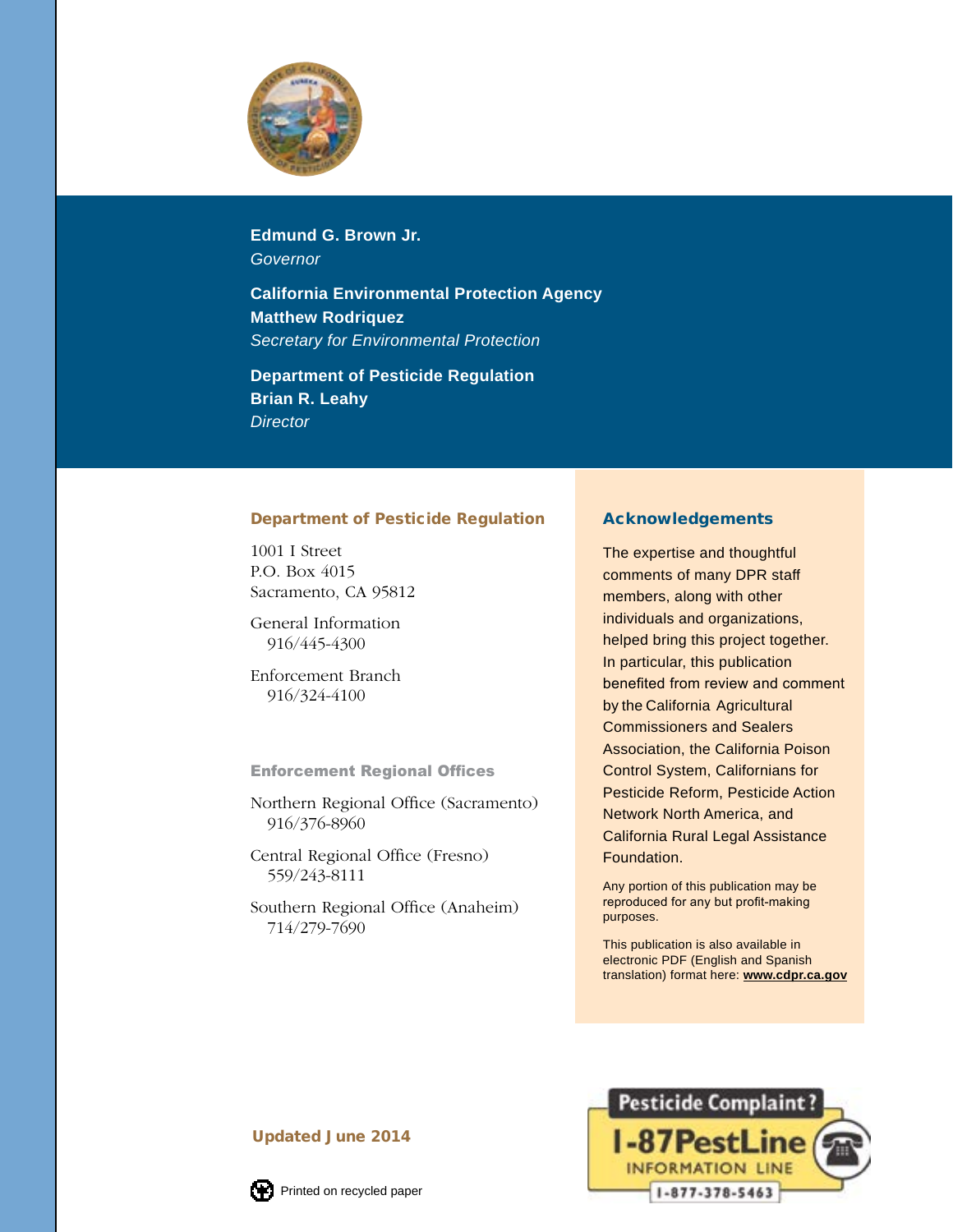**Edmund G. Brown Jr.**
*Governor*

**California Environmental Protection Agency**
**Matthew Rodriquez**
*Secretary for Environmental Protection*

**Department of Pesticide Regulation**
**Brian R. Leahy**
*Director*

## Department of Pesticide Regulation

1001 I Street
P.O. Box 4015
Sacramento, CA 95812

General Information
916/445-4300

Enforcement Branch
916/324-4100

## Enforcement Regional Offices

Northern Regional Office (Sacramento)
916/376-8960

Central Regional Office (Fresno)
559/243-8111

Southern Regional Office (Anaheim)
714/279-7690

## Acknowledgements

The expertise and thoughtful comments of many DPR staff members, along with other individuals and organizations, helped bring this project together. In particular, this publication benefited from review and comment by the California Agricultural Commissioners and Sealers Association, the California Poison Control System, Californians for Pesticide Reform, Pesticide Action Network North America, and California Rural Legal Assistance Foundation.

Any portion of this publication may be reproduced for any but profit-making purposes.

This publication is also available in electronic PDF (English and Spanish translation) format here: **www.cdpr.ca.gov**

**Updated June 2014**

Printed on recycled paper

Pesticide Complaint?
1-87PestLine
INFORMATION LINE
1-877-378-5463